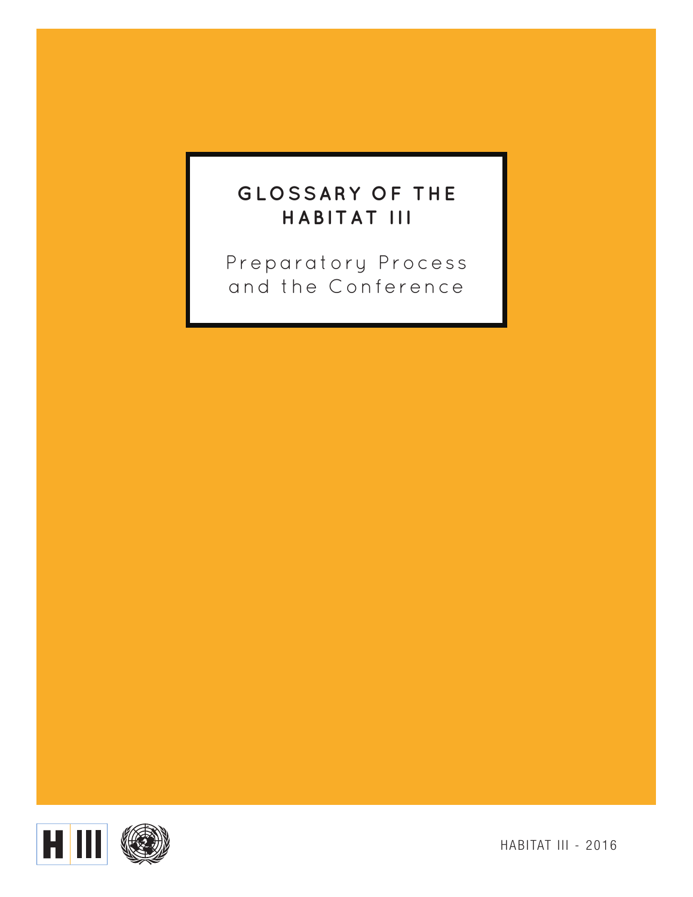# GLOSSARY OF THE HABITAT III

## Preparatory Process and the Conference

HABITAT III - 2016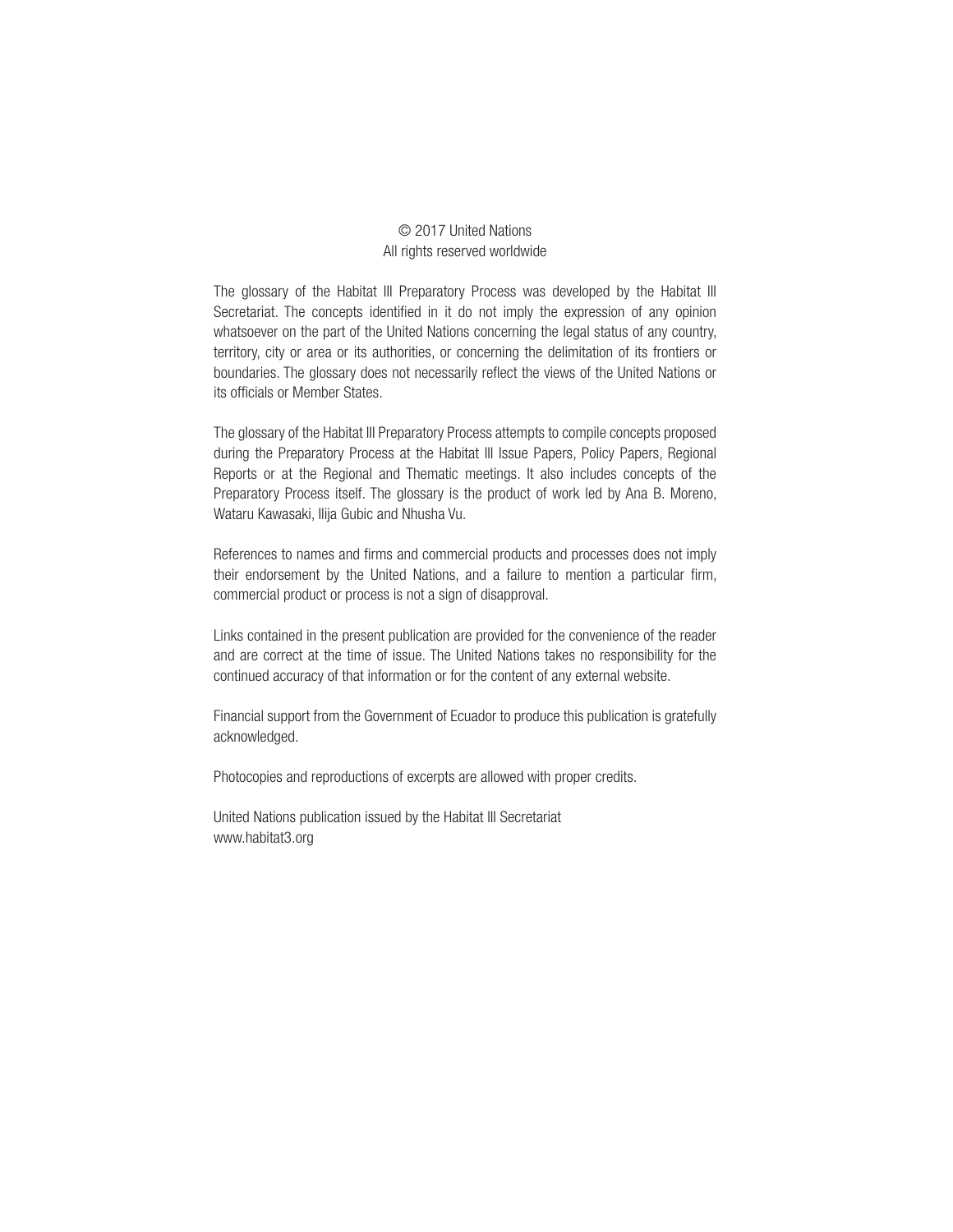© 2017 United Nations
All rights reserved worldwide

The glossary of the Habitat III Preparatory Process was developed by the Habitat III Secretariat. The concepts identified in it do not imply the expression of any opinion whatsoever on the part of the United Nations concerning the legal status of any country, territory, city or area or its authorities, or concerning the delimitation of its frontiers or boundaries. The glossary does not necessarily reflect the views of the United Nations or its officials or Member States.

The glossary of the Habitat III Preparatory Process attempts to compile concepts proposed during the Preparatory Process at the Habitat III Issue Papers, Policy Papers, Regional Reports or at the Regional and Thematic meetings. It also includes concepts of the Preparatory Process itself. The glossary is the product of work led by Ana B. Moreno, Wataru Kawasaki, Ilija Gubic and Nhusha Vu.

References to names and firms and commercial products and processes does not imply their endorsement by the United Nations, and a failure to mention a particular firm, commercial product or process is not a sign of disapproval.

Links contained in the present publication are provided for the convenience of the reader and are correct at the time of issue. The United Nations takes no responsibility for the continued accuracy of that information or for the content of any external website.

Financial support from the Government of Ecuador to produce this publication is gratefully acknowledged.

Photocopies and reproductions of excerpts are allowed with proper credits.

United Nations publication issued by the Habitat III Secretariat
www.habitat3.org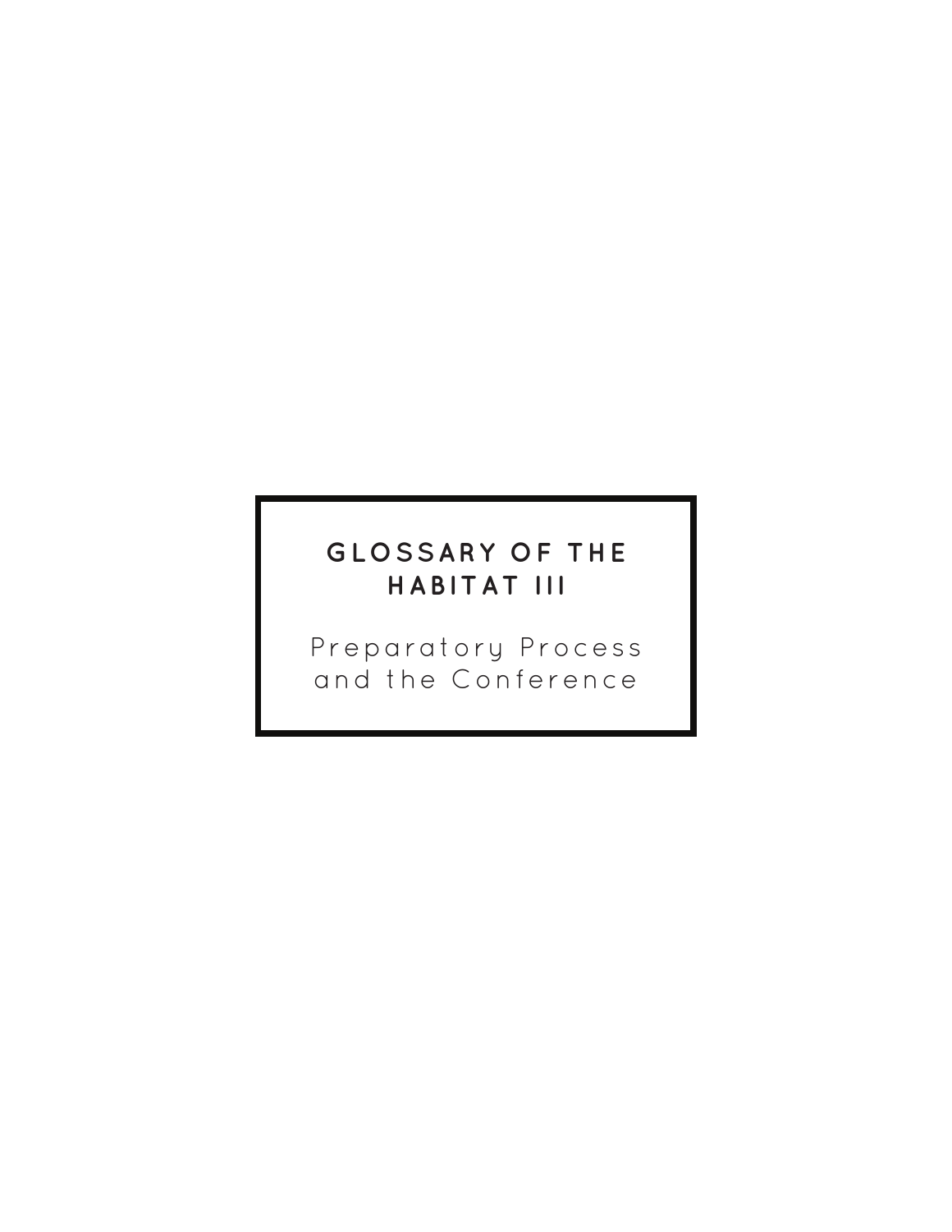# GLOSSARY OF THE HABITAT III

Preparatory Process and the Conference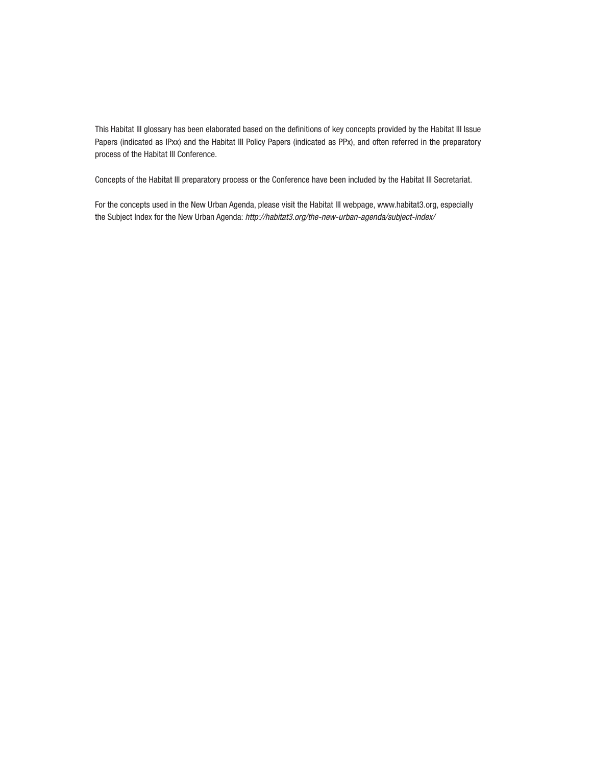This Habitat III glossary has been elaborated based on the definitions of key concepts provided by the Habitat III Issue Papers (indicated as IPxx) and the Habitat III Policy Papers (indicated as PPx), and often referred in the preparatory process of the Habitat III Conference.

Concepts of the Habitat III preparatory process or the Conference have been included by the Habitat III Secretariat.

For the concepts used in the New Urban Agenda, please visit the Habitat III webpage, www.habitat3.org, especially the Subject Index for the New Urban Agenda: *http://habitat3.org/the-new-urban-agenda/subject-index/*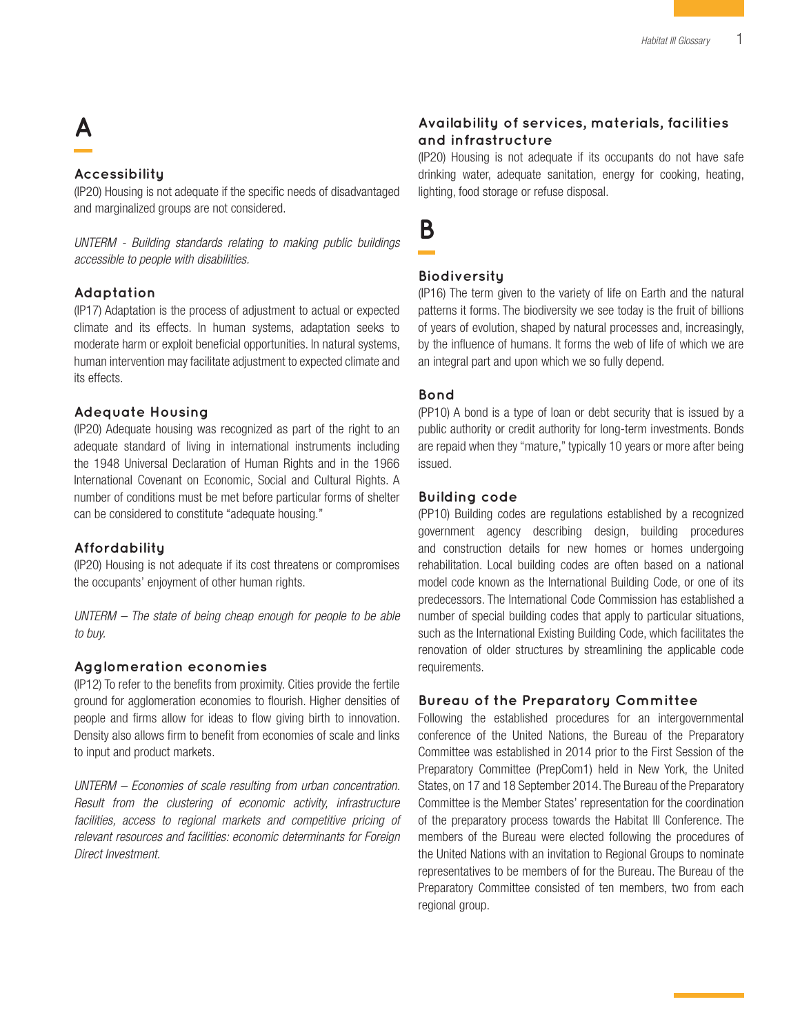# A

## Accessibility

(IP20) Housing is not adequate if the specific needs of disadvantaged and marginalized groups are not considered.

*UNTERM - Building standards relating to making public buildings accessible to people with disabilities.*

## Adaptation

(IP17) Adaptation is the process of adjustment to actual or expected climate and its effects. In human systems, adaptation seeks to moderate harm or exploit beneficial opportunities. In natural systems, human intervention may facilitate adjustment to expected climate and its effects.

## Adequate Housing

(IP20) Adequate housing was recognized as part of the right to an adequate standard of living in international instruments including the 1948 Universal Declaration of Human Rights and in the 1966 International Covenant on Economic, Social and Cultural Rights. A number of conditions must be met before particular forms of shelter can be considered to constitute "adequate housing."

## Affordability

(IP20) Housing is not adequate if its cost threatens or compromises the occupants' enjoyment of other human rights.

*UNTERM – The state of being cheap enough for people to be able to buy.*

## Agglomeration economies

(IP12) To refer to the benefits from proximity. Cities provide the fertile ground for agglomeration economies to flourish. Higher densities of people and firms allow for ideas to flow giving birth to innovation. Density also allows firm to benefit from economies of scale and links to input and product markets.

*UNTERM – Economies of scale resulting from urban concentration. Result from the clustering of economic activity, infrastructure facilities, access to regional markets and competitive pricing of relevant resources and facilities: economic determinants for Foreign Direct Investment.*

## Availability of services, materials, facilities and infrastructure

(IP20) Housing is not adequate if its occupants do not have safe drinking water, adequate sanitation, energy for cooking, heating, lighting, food storage or refuse disposal.

# B

## Biodiversity

(IP16) The term given to the variety of life on Earth and the natural patterns it forms. The biodiversity we see today is the fruit of billions of years of evolution, shaped by natural processes and, increasingly, by the influence of humans. It forms the web of life of which we are an integral part and upon which we so fully depend.

## Bond

(PP10) A bond is a type of loan or debt security that is issued by a public authority or credit authority for long-term investments. Bonds are repaid when they "mature," typically 10 years or more after being issued.

## Building code

(PP10) Building codes are regulations established by a recognized government agency describing design, building procedures and construction details for new homes or homes undergoing rehabilitation. Local building codes are often based on a national model code known as the International Building Code, or one of its predecessors. The International Code Commission has established a number of special building codes that apply to particular situations, such as the International Existing Building Code, which facilitates the renovation of older structures by streamlining the applicable code requirements.

## Bureau of the Preparatory Committee

Following the established procedures for an intergovernmental conference of the United Nations, the Bureau of the Preparatory Committee was established in 2014 prior to the First Session of the Preparatory Committee (PrepCom1) held in New York, the United States, on 17 and 18 September 2014. The Bureau of the Preparatory Committee is the Member States' representation for the coordination of the preparatory process towards the Habitat III Conference. The members of the Bureau were elected following the procedures of the United Nations with an invitation to Regional Groups to nominate representatives to be members of for the Bureau. The Bureau of the Preparatory Committee consisted of ten members, two from each regional group.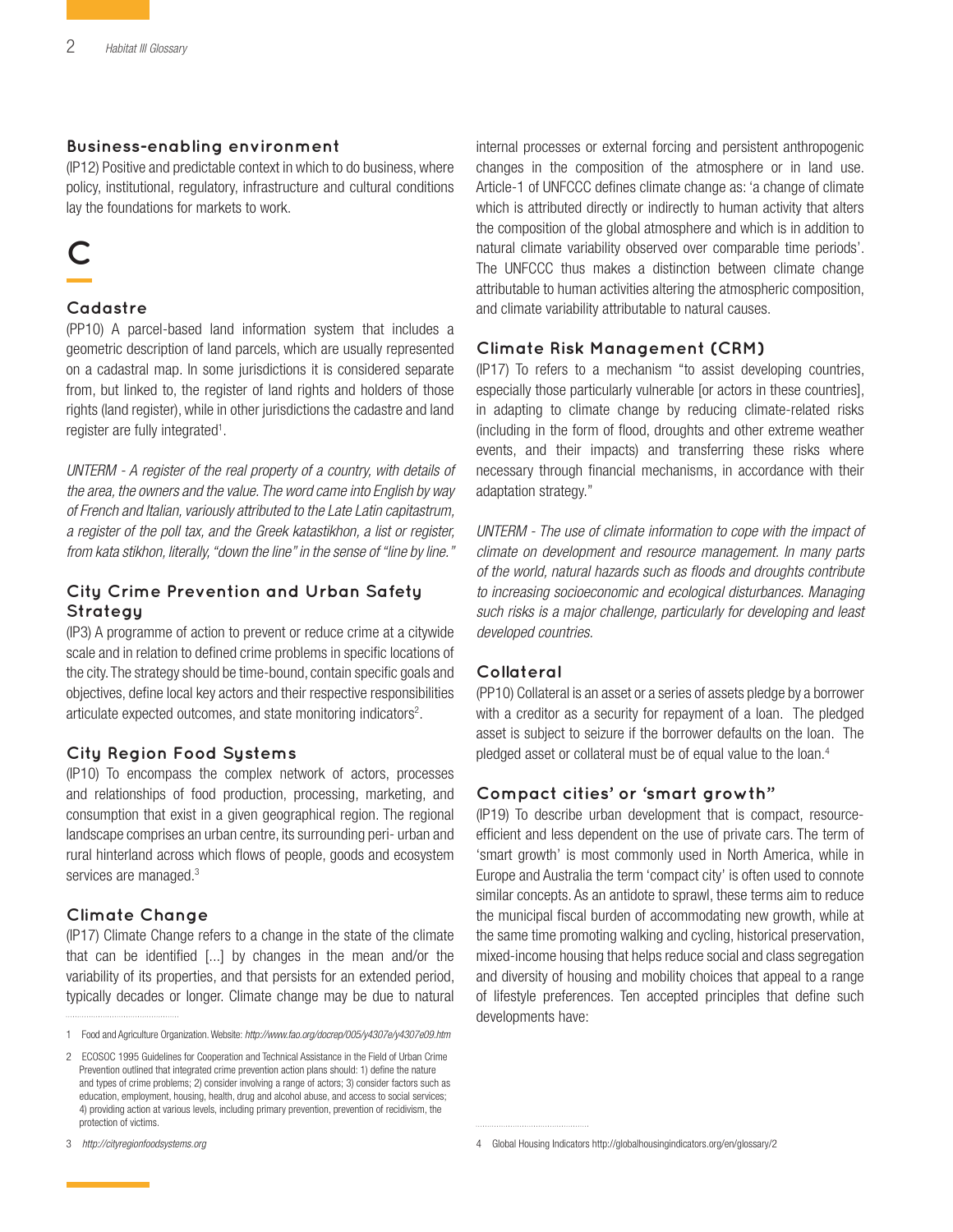### Business-enabling environment

(IP12) Positive and predictable context in which to do business, where policy, institutional, regulatory, infrastructure and cultural conditions lay the foundations for markets to work.

## C

### Cadastre

(PP10) A parcel-based land information system that includes a geometric description of land parcels, which are usually represented on a cadastral map. In some jurisdictions it is considered separate from, but linked to, the register of land rights and holders of those rights (land register), while in other jurisdictions the cadastre and land register are fully integrated[1].

*UNTERM - A register of the real property of a country, with details of the area, the owners and the value. The word came into English by way of French and Italian, variously attributed to the Late Latin capitastrum, a register of the poll tax, and the Greek katastikhon, a list or register, from kata stikhon, literally, "down the line" in the sense of "line by line."*

### City Crime Prevention and Urban Safety Strategy

(IP3) A programme of action to prevent or reduce crime at a citywide scale and in relation to defined crime problems in specific locations of the city. The strategy should be time-bound, contain specific goals and objectives, define local key actors and their respective responsibilities articulate expected outcomes, and state monitoring indicators[2].

### City Region Food Systems

(IP10) To encompass the complex network of actors, processes and relationships of food production, processing, marketing, and consumption that exist in a given geographical region. The regional landscape comprises an urban centre, its surrounding peri- urban and rural hinterland across which flows of people, goods and ecosystem services are managed.[3]

### Climate Change

(IP17) Climate Change refers to a change in the state of the climate that can be identified [...] by changes in the mean and/or the variability of its properties, and that persists for an extended period, typically decades or longer. Climate change may be due to natural internal processes or external forcing and persistent anthropogenic changes in the composition of the atmosphere or in land use. Article-1 of UNFCCC defines climate change as: 'a change of climate which is attributed directly or indirectly to human activity that alters the composition of the global atmosphere and which is in addition to natural climate variability observed over comparable time periods'. The UNFCCC thus makes a distinction between climate change attributable to human activities altering the atmospheric composition, and climate variability attributable to natural causes.

### Climate Risk Management (CRM)

(IP17) To refers to a mechanism "to assist developing countries, especially those particularly vulnerable [or actors in these countries], in adapting to climate change by reducing climate-related risks (including in the form of flood, droughts and other extreme weather events, and their impacts) and transferring these risks where necessary through financial mechanisms, in accordance with their adaptation strategy."

*UNTERM - The use of climate information to cope with the impact of climate on development and resource management. In many parts of the world, natural hazards such as floods and droughts contribute to increasing socioeconomic and ecological disturbances. Managing such risks is a major challenge, particularly for developing and least developed countries.*

### Collateral

(PP10) Collateral is an asset or a series of assets pledge by a borrower with a creditor as a security for repayment of a loan. The pledged asset is subject to seizure if the borrower defaults on the loan. The pledged asset or collateral must be of equal value to the loan.[4]

### Compact cities' or 'smart growth"

(IP19) To describe urban development that is compact, resource-efficient and less dependent on the use of private cars. The term of 'smart growth' is most commonly used in North America, while in Europe and Australia the term 'compact city' is often used to connote similar concepts. As an antidote to sprawl, these terms aim to reduce the municipal fiscal burden of accommodating new growth, while at the same time promoting walking and cycling, historical preservation, mixed-income housing that helps reduce social and class segregation and diversity of housing and mobility choices that appeal to a range of lifestyle preferences. Ten accepted principles that define such developments have:

---

1 Food and Agriculture Organization. Website: *http://www.fao.org/docrep/005/y4307e/y4307e09.htm*

2 ECOSOC 1995 Guidelines for Cooperation and Technical Assistance in the Field of Urban Crime Prevention outlined that integrated crime prevention action plans should: 1) define the nature and types of crime problems; 2) consider involving a range of actors; 3) consider factors such as education, employment, housing, health, drug and alcohol abuse, and access to social services; 4) providing action at various levels, including primary prevention, prevention of recidivism, the protection of victims.

3 *http://cityregionfoodsystems.org*

4 Global Housing Indicators http://globalhousingindicators.org/en/glossary/2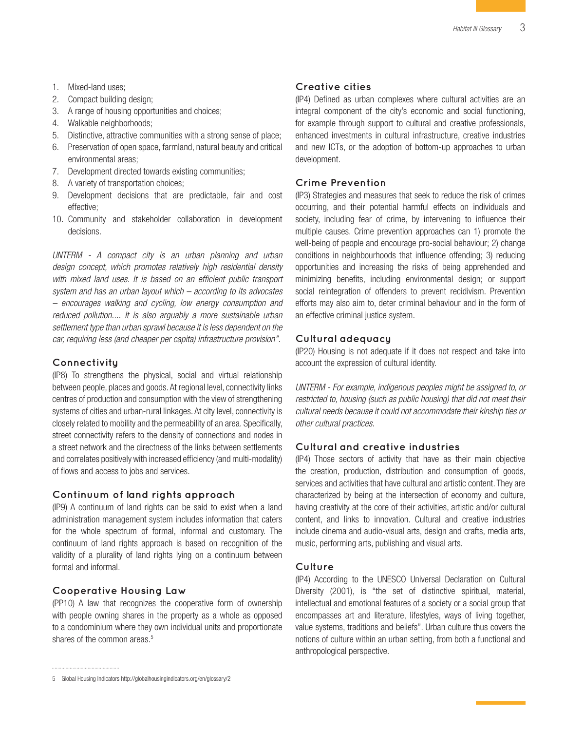1. Mixed-land uses;
2. Compact building design;
3. A range of housing opportunities and choices;
4. Walkable neighborhoods;
5. Distinctive, attractive communities with a strong sense of place;
6. Preservation of open space, farmland, natural beauty and critical environmental areas;
7. Development directed towards existing communities;
8. A variety of transportation choices;
9. Development decisions that are predictable, fair and cost effective;
10. Community and stakeholder collaboration in development decisions.

*UNTERM - A compact city is an urban planning and urban design concept, which promotes relatively high residential density with mixed land uses. It is based on an efficient public transport system and has an urban layout which – according to its advocates – encourages walking and cycling, low energy consumption and reduced pollution.... It is also arguably a more sustainable urban settlement type than urban sprawl because it is less dependent on the car, requiring less (and cheaper per capita) infrastructure provision".*

### Connectivity

(IP8) To strengthens the physical, social and virtual relationship between people, places and goods. At regional level, connectivity links centres of production and consumption with the view of strengthening systems of cities and urban-rural linkages. At city level, connectivity is closely related to mobility and the permeability of an area. Specifically, street connectivity refers to the density of connections and nodes in a street network and the directness of the links between settlements and correlates positively with increased efficiency (and multi-modality) of flows and access to jobs and services.

### Continuum of land rights approach

(IP9) A continuum of land rights can be said to exist when a land administration management system includes information that caters for the whole spectrum of formal, informal and customary. The continuum of land rights approach is based on recognition of the validity of a plurality of land rights lying on a continuum between formal and informal.

### Cooperative Housing Law

(PP10) A law that recognizes the cooperative form of ownership with people owning shares in the property as a whole as opposed to a condominium where they own individual units and proportionate shares of the common areas.[5]

### Creative cities

(IP4) Defined as urban complexes where cultural activities are an integral component of the city's economic and social functioning, for example through support to cultural and creative professionals, enhanced investments in cultural infrastructure, creative industries and new ICTs, or the adoption of bottom-up approaches to urban development.

### Crime Prevention

(IP3) Strategies and measures that seek to reduce the risk of crimes occurring, and their potential harmful effects on individuals and society, including fear of crime, by intervening to influence their multiple causes. Crime prevention approaches can 1) promote the well-being of people and encourage pro-social behaviour; 2) change conditions in neighbourhoods that influence offending; 3) reducing opportunities and increasing the risks of being apprehended and minimizing benefits, including environmental design; or support social reintegration of offenders to prevent recidivism. Prevention efforts may also aim to, deter criminal behaviour and in the form of an effective criminal justice system.

### Cultural adequacy

(IP20) Housing is not adequate if it does not respect and take into account the expression of cultural identity.

*UNTERM - For example, indigenous peoples might be assigned to, or restricted to, housing (such as public housing) that did not meet their cultural needs because it could not accommodate their kinship ties or other cultural practices.*

### Cultural and creative industries

(IP4) Those sectors of activity that have as their main objective the creation, production, distribution and consumption of goods, services and activities that have cultural and artistic content. They are characterized by being at the intersection of economy and culture, having creativity at the core of their activities, artistic and/or cultural content, and links to innovation. Cultural and creative industries include cinema and audio-visual arts, design and crafts, media arts, music, performing arts, publishing and visual arts.

### Culture

(IP4) According to the UNESCO Universal Declaration on Cultural Diversity (2001), is "the set of distinctive spiritual, material, intellectual and emotional features of a society or a social group that encompasses art and literature, lifestyles, ways of living together, value systems, traditions and beliefs". Urban culture thus covers the notions of culture within an urban setting, from both a functional and anthropological perspective.

5 Global Housing Indicators http://globalhousingindicators.org/en/glossary/2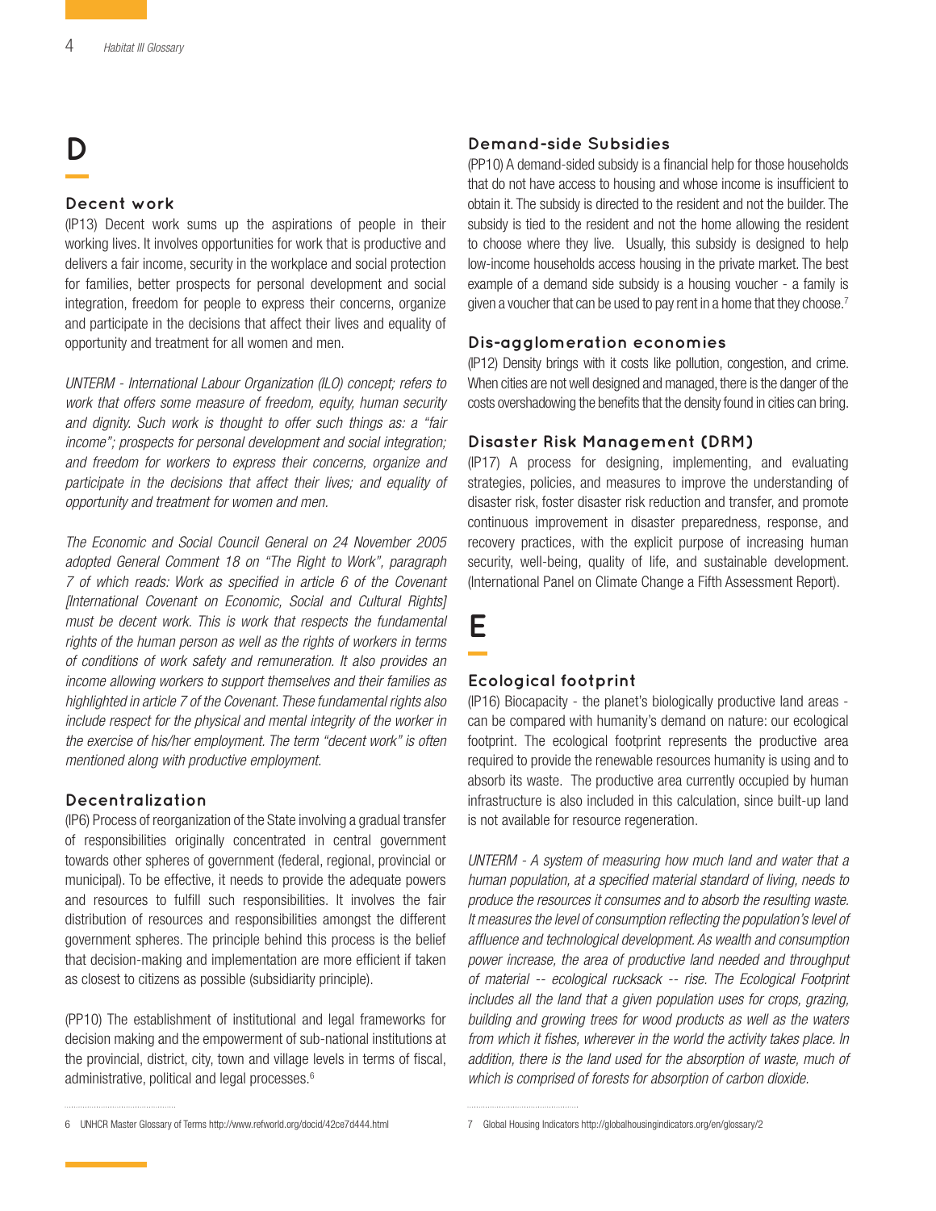# D

### Decent work

(IP13) Decent work sums up the aspirations of people in their working lives. It involves opportunities for work that is productive and delivers a fair income, security in the workplace and social protection for families, better prospects for personal development and social integration, freedom for people to express their concerns, organize and participate in the decisions that affect their lives and equality of opportunity and treatment for all women and men.

*UNTERM - International Labour Organization (ILO) concept; refers to work that offers some measure of freedom, equity, human security and dignity. Such work is thought to offer such things as: a "fair income"; prospects for personal development and social integration; and freedom for workers to express their concerns, organize and participate in the decisions that affect their lives; and equality of opportunity and treatment for women and men.*

*The Economic and Social Council General on 24 November 2005 adopted General Comment 18 on "The Right to Work", paragraph 7 of which reads: Work as specified in article 6 of the Covenant [International Covenant on Economic, Social and Cultural Rights] must be decent work. This is work that respects the fundamental rights of the human person as well as the rights of workers in terms of conditions of work safety and remuneration. It also provides an income allowing workers to support themselves and their families as highlighted in article 7 of the Covenant. These fundamental rights also include respect for the physical and mental integrity of the worker in the exercise of his/her employment. The term "decent work" is often mentioned along with productive employment.*

### Decentralization

(IP6) Process of reorganization of the State involving a gradual transfer of responsibilities originally concentrated in central government towards other spheres of government (federal, regional, provincial or municipal). To be effective, it needs to provide the adequate powers and resources to fulfill such responsibilities. It involves the fair distribution of resources and responsibilities amongst the different government spheres. The principle behind this process is the belief that decision-making and implementation are more efficient if taken as closest to citizens as possible (subsidiarity principle).

(PP10) The establishment of institutional and legal frameworks for decision making and the empowerment of sub-national institutions at the provincial, district, city, town and village levels in terms of fiscal, administrative, political and legal processes.[6]

### Demand-side Subsidies

(PP10) A demand-sided subsidy is a financial help for those households that do not have access to housing and whose income is insufficient to obtain it. The subsidy is directed to the resident and not the builder. The subsidy is tied to the resident and not the home allowing the resident to choose where they live. Usually, this subsidy is designed to help low-income households access housing in the private market. The best example of a demand side subsidy is a housing voucher - a family is given a voucher that can be used to pay rent in a home that they choose.[7]

### Dis-agglomeration economies

(IP12) Density brings with it costs like pollution, congestion, and crime. When cities are not well designed and managed, there is the danger of the costs overshadowing the benefits that the density found in cities can bring.

### Disaster Risk Management (DRM)

(IP17) A process for designing, implementing, and evaluating strategies, policies, and measures to improve the understanding of disaster risk, foster disaster risk reduction and transfer, and promote continuous improvement in disaster preparedness, response, and recovery practices, with the explicit purpose of increasing human security, well-being, quality of life, and sustainable development. (International Panel on Climate Change a Fifth Assessment Report).

# E

### Ecological footprint

(IP16) Biocapacity - the planet's biologically productive land areas - can be compared with humanity's demand on nature: our ecological footprint. The ecological footprint represents the productive area required to provide the renewable resources humanity is using and to absorb its waste. The productive area currently occupied by human infrastructure is also included in this calculation, since built-up land is not available for resource regeneration.

*UNTERM - A system of measuring how much land and water that a human population, at a specified material standard of living, needs to produce the resources it consumes and to absorb the resulting waste. It measures the level of consumption reflecting the population's level of affluence and technological development. As wealth and consumption power increase, the area of productive land needed and throughput of material -- ecological rucksack -- rise. The Ecological Footprint includes all the land that a given population uses for crops, grazing, building and growing trees for wood products as well as the waters from which it fishes, wherever in the world the activity takes place. In addition, there is the land used for the absorption of waste, much of which is comprised of forests for absorption of carbon dioxide.*

---

6 UNHCR Master Glossary of Terms http://www.refworld.org/docid/42ce7d444.html

7 Global Housing Indicators http://globalhousingindicators.org/en/glossary/2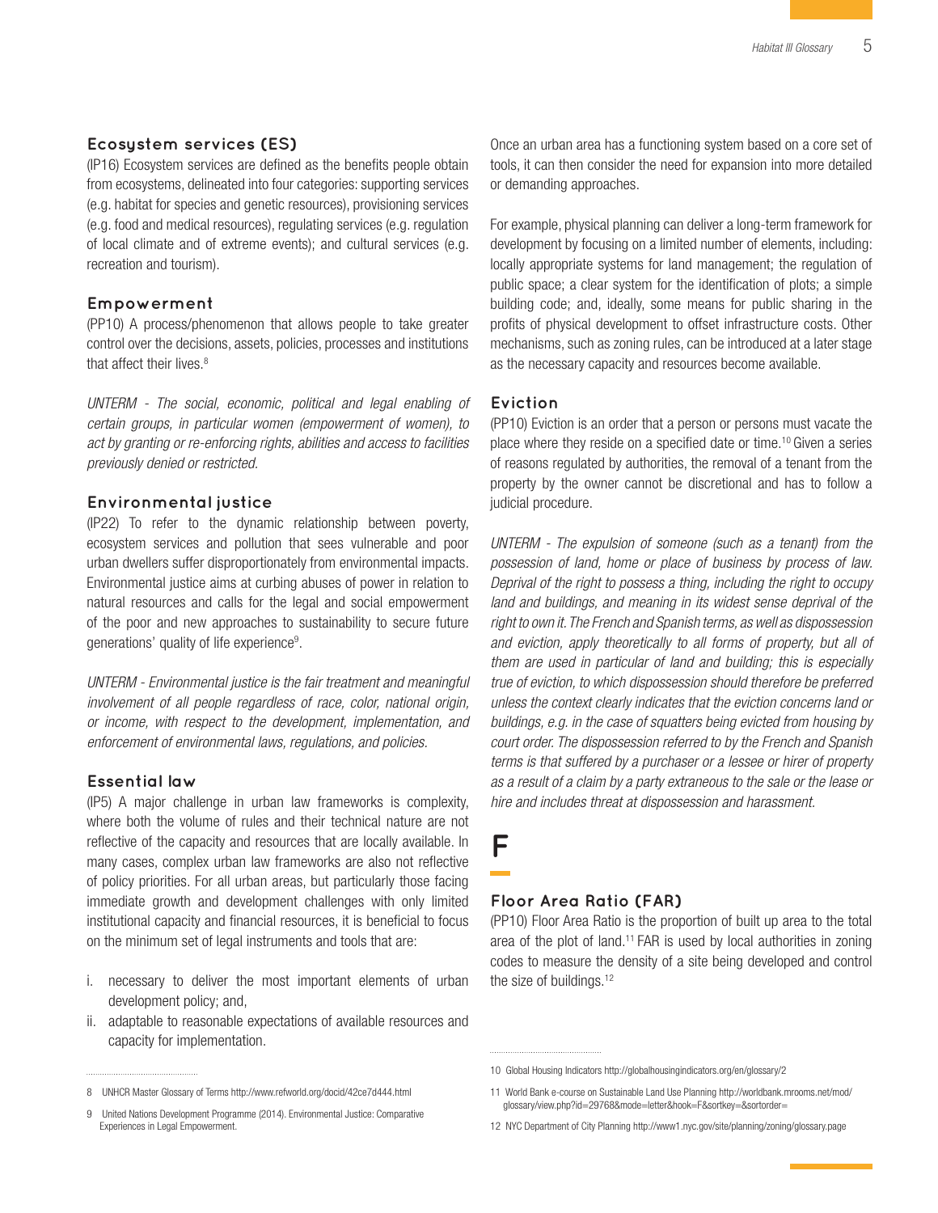### Ecosystem services (ES)

(IP16) Ecosystem services are defined as the benefits people obtain from ecosystems, delineated into four categories: supporting services (e.g. habitat for species and genetic resources), provisioning services (e.g. food and medical resources), regulating services (e.g. regulation of local climate and of extreme events); and cultural services (e.g. recreation and tourism).

### Empowerment

(PP10) A process/phenomenon that allows people to take greater control over the decisions, assets, policies, processes and institutions that affect their lives.[8]

*UNTERM - The social, economic, political and legal enabling of certain groups, in particular women (empowerment of women), to act by granting or re-enforcing rights, abilities and access to facilities previously denied or restricted.*

### Environmental justice

(IP22) To refer to the dynamic relationship between poverty, ecosystem services and pollution that sees vulnerable and poor urban dwellers suffer disproportionately from environmental impacts. Environmental justice aims at curbing abuses of power in relation to natural resources and calls for the legal and social empowerment of the poor and new approaches to sustainability to secure future generations' quality of life experience[9].

*UNTERM - Environmental justice is the fair treatment and meaningful involvement of all people regardless of race, color, national origin, or income, with respect to the development, implementation, and enforcement of environmental laws, regulations, and policies.*

### Essential law

(IP5) A major challenge in urban law frameworks is complexity, where both the volume of rules and their technical nature are not reflective of the capacity and resources that are locally available. In many cases, complex urban law frameworks are also not reflective of policy priorities. For all urban areas, but particularly those facing immediate growth and development challenges with only limited institutional capacity and financial resources, it is beneficial to focus on the minimum set of legal instruments and tools that are:

i. necessary to deliver the most important elements of urban development policy; and,
ii. adaptable to reasonable expectations of available resources and capacity for implementation.

Once an urban area has a functioning system based on a core set of tools, it can then consider the need for expansion into more detailed or demanding approaches.

For example, physical planning can deliver a long-term framework for development by focusing on a limited number of elements, including: locally appropriate systems for land management; the regulation of public space; a clear system for the identification of plots; a simple building code; and, ideally, some means for public sharing in the profits of physical development to offset infrastructure costs. Other mechanisms, such as zoning rules, can be introduced at a later stage as the necessary capacity and resources become available.

### Eviction

(PP10) Eviction is an order that a person or persons must vacate the place where they reside on a specified date or time.[10] Given a series of reasons regulated by authorities, the removal of a tenant from the property by the owner cannot be discretional and has to follow a judicial procedure.

*UNTERM - The expulsion of someone (such as a tenant) from the possession of land, home or place of business by process of law. Deprival of the right to possess a thing, including the right to occupy land and buildings, and meaning in its widest sense deprival of the right to own it. The French and Spanish terms, as well as dispossession and eviction, apply theoretically to all forms of property, but all of them are used in particular of land and building; this is especially true of eviction, to which dispossession should therefore be preferred unless the context clearly indicates that the eviction concerns land or buildings, e.g. in the case of squatters being evicted from housing by court order. The dispossession referred to by the French and Spanish terms is that suffered by a purchaser or a lessee or hirer of property as a result of a claim by a party extraneous to the sale or the lease or hire and includes threat at dispossession and harassment.*

## F

### Floor Area Ratio (FAR)

(PP10) Floor Area Ratio is the proportion of built up area to the total area of the plot of land.[11] FAR is used by local authorities in zoning codes to measure the density of a site being developed and control the size of buildings.[12]

---

8 UNHCR Master Glossary of Terms http://www.refworld.org/docid/42ce7d444.html

9 United Nations Development Programme (2014). Environmental Justice: Comparative Experiences in Legal Empowerment.

10 Global Housing Indicators http://globalhousingindicators.org/en/glossary/2

11 World Bank e-course on Sustainable Land Use Planning http://worldbank.mrooms.net/mod/glossary/view.php?id=29768&mode=letter&hook=F&sortkey=&sortorder=

12 NYC Department of City Planning http://www1.nyc.gov/site/planning/zoning/glossary.page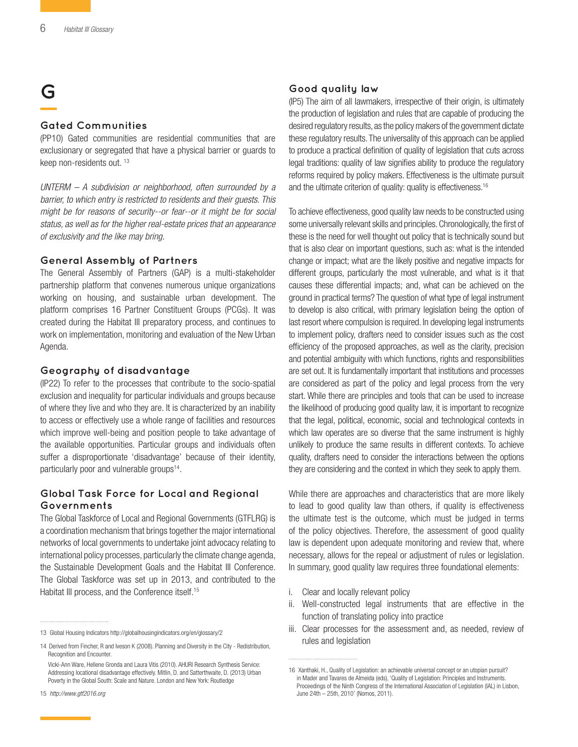# G

## Gated Communities

(PP10) Gated communities are residential communities that are exclusionary or segregated that have a physical barrier or guards to keep non-residents out. [13]

*UNTERM – A subdivision or neighborhood, often surrounded by a barrier, to which entry is restricted to residents and their guests. This might be for reasons of security--or fear--or it might be for social status, as well as for the higher real-estate prices that an appearance of exclusivity and the like may bring.*

## General Assembly of Partners

The General Assembly of Partners (GAP) is a multi-stakeholder partnership platform that convenes numerous unique organizations working on housing, and sustainable urban development. The platform comprises 16 Partner Constituent Groups (PCGs). It was created during the Habitat III preparatory process, and continues to work on implementation, monitoring and evaluation of the New Urban Agenda.

## Geography of disadvantage

(IP22) To refer to the processes that contribute to the socio-spatial exclusion and inequality for particular individuals and groups because of where they live and who they are. It is characterized by an inability to access or effectively use a whole range of facilities and resources which improve well-being and position people to take advantage of the available opportunities. Particular groups and individuals often suffer a disproportionate 'disadvantage' because of their identity, particularly poor and vulnerable groups[14].

## Global Task Force for Local and Regional Governments

The Global Taskforce of Local and Regional Governments (GTFLRG) is a coordination mechanism that brings together the major international networks of local governments to undertake joint advocacy relating to international policy processes, particularly the climate change agenda, the Sustainable Development Goals and the Habitat III Conference. The Global Taskforce was set up in 2013, and contributed to the Habitat III process, and the Conference itself.[15]

## Good quality law

(IP5) The aim of all lawmakers, irrespective of their origin, is ultimately the production of legislation and rules that are capable of producing the desired regulatory results, as the policy makers of the government dictate these regulatory results. The universality of this approach can be applied to produce a practical definition of quality of legislation that cuts across legal traditions: quality of law signifies ability to produce the regulatory reforms required by policy makers. Effectiveness is the ultimate pursuit and the ultimate criterion of quality: quality is effectiveness.[16]

To achieve effectiveness, good quality law needs to be constructed using some universally relevant skills and principles. Chronologically, the first of these is the need for well thought out policy that is technically sound but that is also clear on important questions, such as: what is the intended change or impact; what are the likely positive and negative impacts for different groups, particularly the most vulnerable, and what is it that causes these differential impacts; and, what can be achieved on the ground in practical terms? The question of what type of legal instrument to develop is also critical, with primary legislation being the option of last resort where compulsion is required. In developing legal instruments to implement policy, drafters need to consider issues such as the cost efficiency of the proposed approaches, as well as the clarity, precision and potential ambiguity with which functions, rights and responsibilities are set out. It is fundamentally important that institutions and processes are considered as part of the policy and legal process from the very start. While there are principles and tools that can be used to increase the likelihood of producing good quality law, it is important to recognize that the legal, political, economic, social and technological contexts in which law operates are so diverse that the same instrument is highly unlikely to produce the same results in different contexts. To achieve quality, drafters need to consider the interactions between the options they are considering and the context in which they seek to apply them.

While there are approaches and characteristics that are more likely to lead to good quality law than others, if quality is effectiveness the ultimate test is the outcome, which must be judged in terms of the policy objectives. Therefore, the assessment of good quality law is dependent upon adequate monitoring and review that, where necessary, allows for the repeal or adjustment of rules or legislation. In summary, good quality law requires three foundational elements:

i. Clear and locally relevant policy
ii. Well-constructed legal instruments that are effective in the function of translating policy into practice
iii. Clear processes for the assessment and, as needed, review of rules and legislation

---

13 Global Housing Indicators http://globalhousingindicators.org/en/glossary/2

14 Derived from Fincher, R and Iveson K (2008). Planning and Diversity in the City - Redistribution, Recognition and Encounter.
Vicki-Ann Ware, Hellene Gronda and Laura Vitis (2010). AHURI Research Synthesis Service: Addressing locational disadvantage effectively. Mitlin, D. and Satterthwaite, D. (2013) Urban Poverty in the Global South: Scale and Nature. London and New York: Routledge

15 *http://www.gtf2016.org*

16 Xanthaki, H., Quality of Legislation: an achievable universal concept or an utopian pursuit? in Mader and Tavares de Almeida (eds), 'Quality of Legislation: Principles and Instruments. Proceedings of the Ninth Congress of the International Association of Legislation (IAL) in Lisbon, June 24th – 25th, 2010' (Nomos, 2011).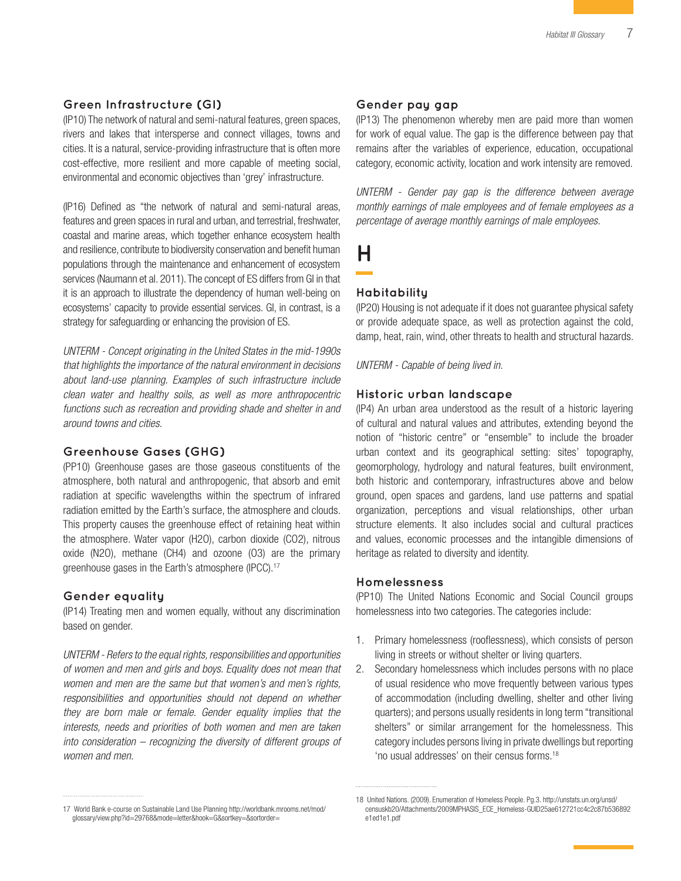### Green Infrastructure (GI)

(IP10) The network of natural and semi-natural features, green spaces, rivers and lakes that intersperse and connect villages, towns and cities. It is a natural, service-providing infrastructure that is often more cost-effective, more resilient and more capable of meeting social, environmental and economic objectives than 'grey' infrastructure.

(IP16) Defined as "the network of natural and semi-natural areas, features and green spaces in rural and urban, and terrestrial, freshwater, coastal and marine areas, which together enhance ecosystem health and resilience, contribute to biodiversity conservation and benefit human populations through the maintenance and enhancement of ecosystem services (Naumann et al. 2011). The concept of ES differs from GI in that it is an approach to illustrate the dependency of human well-being on ecosystems' capacity to provide essential services. GI, in contrast, is a strategy for safeguarding or enhancing the provision of ES.

*UNTERM - Concept originating in the United States in the mid-1990s that highlights the importance of the natural environment in decisions about land-use planning. Examples of such infrastructure include clean water and healthy soils, as well as more anthropocentric functions such as recreation and providing shade and shelter in and around towns and cities.*

### Greenhouse Gases (GHG)

(PP10) Greenhouse gases are those gaseous constituents of the atmosphere, both natural and anthropogenic, that absorb and emit radiation at specific wavelengths within the spectrum of infrared radiation emitted by the Earth's surface, the atmosphere and clouds. This property causes the greenhouse effect of retaining heat within the atmosphere. Water vapor ($H_2O$), carbon dioxide ($CO_2$), nitrous oxide ($N_2O$), methane ($CH_4$) and ozoone ($O_3$) are the primary greenhouse gases in the Earth's atmosphere (IPCC).[17]

### Gender equality

(IP14) Treating men and women equally, without any discrimination based on gender.

*UNTERM - Refers to the equal rights, responsibilities and opportunities of women and men and girls and boys. Equality does not mean that women and men are the same but that women's and men's rights, responsibilities and opportunities should not depend on whether they are born male or female. Gender equality implies that the interests, needs and priorities of both women and men are taken into consideration – recognizing the diversity of different groups of women and men.*

### Gender pay gap

(IP13) The phenomenon whereby men are paid more than women for work of equal value. The gap is the difference between pay that remains after the variables of experience, education, occupational category, economic activity, location and work intensity are removed.

*UNTERM - Gender pay gap is the difference between average monthly earnings of male employees and of female employees as a percentage of average monthly earnings of male employees.*

## H

### Habitability

(IP20) Housing is not adequate if it does not guarantee physical safety or provide adequate space, as well as protection against the cold, damp, heat, rain, wind, other threats to health and structural hazards.

*UNTERM - Capable of being lived in.*

### Historic urban landscape

(IP4) An urban area understood as the result of a historic layering of cultural and natural values and attributes, extending beyond the notion of "historic centre" or "ensemble" to include the broader urban context and its geographical setting: sites' topography, geomorphology, hydrology and natural features, built environment, both historic and contemporary, infrastructures above and below ground, open spaces and gardens, land use patterns and spatial organization, perceptions and visual relationships, other urban structure elements. It also includes social and cultural practices and values, economic processes and the intangible dimensions of heritage as related to diversity and identity.

### Homelessness

(PP10) The United Nations Economic and Social Council groups homelessness into two categories. The categories include:

1. Primary homelessness (rooflessness), which consists of person living in streets or without shelter or living quarters.
2. Secondary homelessness which includes persons with no place of usual residence who move frequently between various types of accommodation (including dwelling, shelter and other living quarters); and persons usually residents in long term "transitional shelters" or similar arrangement for the homelessness. This category includes persons living in private dwellings but reporting 'no usual addresses' on their census forms.[18]

---

17 World Bank e-course on Sustainable Land Use Planning http://worldbank.mrooms.net/mod/glossary/view.php?id=29768&mode=letter&hook=G&sortkey=&sortorder=

18 United Nations. (2009). Enumeration of Homeless People. Pg.3. http://unstats.un.org/unsd/censuskb20/Attachments/2009MPHASIS_ECE_Homeless-GUID25ae612721cc4c2c87b536892e1ed1e1.pdf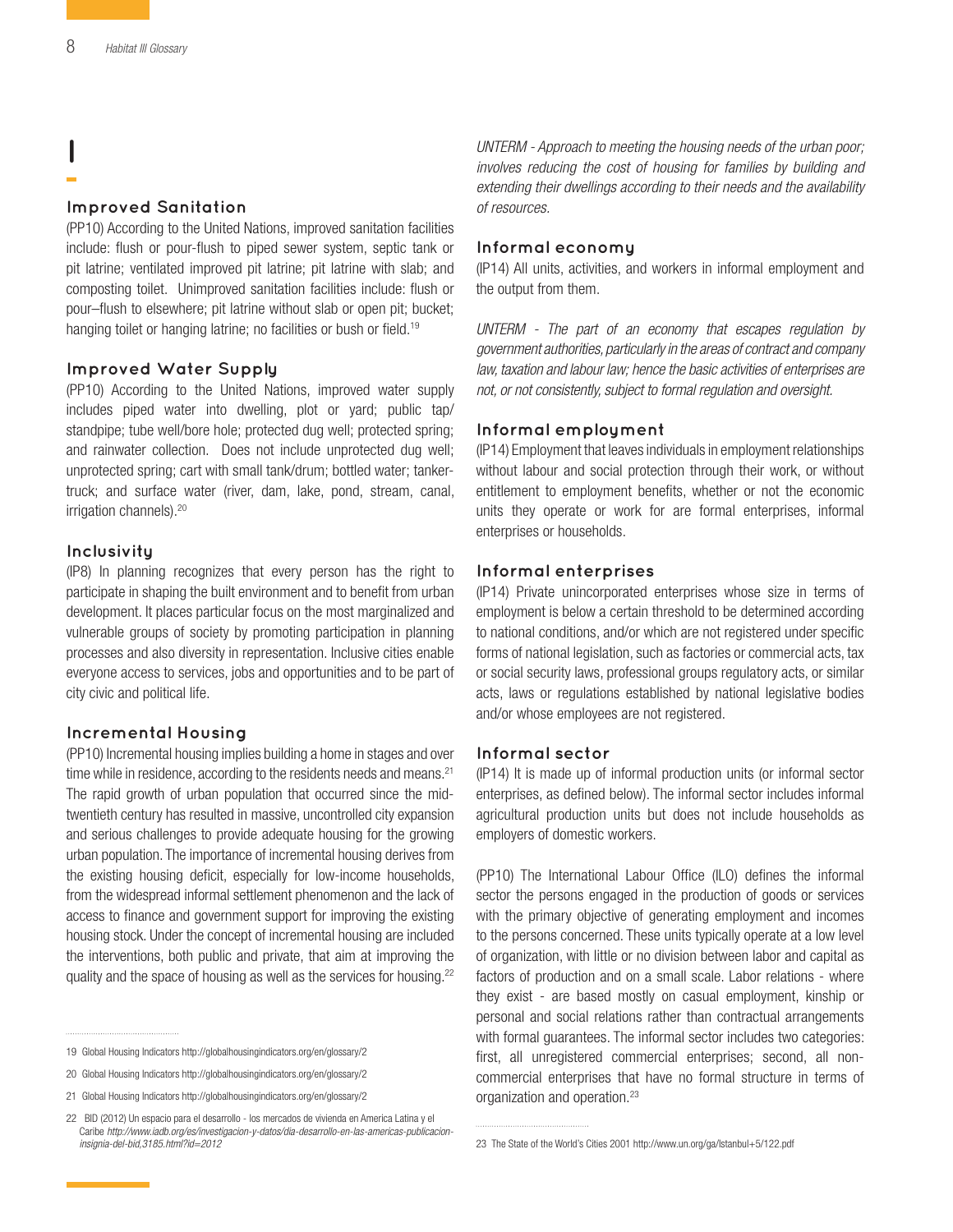# I

## Improved Sanitation

(PP10) According to the United Nations, improved sanitation facilities include: flush or pour-flush to piped sewer system, septic tank or pit latrine; ventilated improved pit latrine; pit latrine with slab; and composting toilet. Unimproved sanitation facilities include: flush or pour–flush to elsewhere; pit latrine without slab or open pit; bucket; hanging toilet or hanging latrine; no facilities or bush or field.[19]

## Improved Water Supply

(PP10) According to the United Nations, improved water supply includes piped water into dwelling, plot or yard; public tap/ standpipe; tube well/bore hole; protected dug well; protected spring; and rainwater collection. Does not include unprotected dug well; unprotected spring; cart with small tank/drum; bottled water; tanker-truck; and surface water (river, dam, lake, pond, stream, canal, irrigation channels).[20]

## Inclusivity

(IP8) In planning recognizes that every person has the right to participate in shaping the built environment and to benefit from urban development. It places particular focus on the most marginalized and vulnerable groups of society by promoting participation in planning processes and also diversity in representation. Inclusive cities enable everyone access to services, jobs and opportunities and to be part of city civic and political life.

## Incremental Housing

(PP10) Incremental housing implies building a home in stages and over time while in residence, according to the residents needs and means.[21] The rapid growth of urban population that occurred since the mid-twentieth century has resulted in massive, uncontrolled city expansion and serious challenges to provide adequate housing for the growing urban population. The importance of incremental housing derives from the existing housing deficit, especially for low-income households, from the widespread informal settlement phenomenon and the lack of access to finance and government support for improving the existing housing stock. Under the concept of incremental housing are included the interventions, both public and private, that aim at improving the quality and the space of housing as well as the services for housing.[22]

*UNTERM - Approach to meeting the housing needs of the urban poor; involves reducing the cost of housing for families by building and extending their dwellings according to their needs and the availability of resources.*

## Informal economy

(IP14) All units, activities, and workers in informal employment and the output from them.

*UNTERM - The part of an economy that escapes regulation by government authorities, particularly in the areas of contract and company law, taxation and labour law; hence the basic activities of enterprises are not, or not consistently, subject to formal regulation and oversight.*

## Informal employment

(IP14) Employment that leaves individuals in employment relationships without labour and social protection through their work, or without entitlement to employment benefits, whether or not the economic units they operate or work for are formal enterprises, informal enterprises or households.

## Informal enterprises

(IP14) Private unincorporated enterprises whose size in terms of employment is below a certain threshold to be determined according to national conditions, and/or which are not registered under specific forms of national legislation, such as factories or commercial acts, tax or social security laws, professional groups regulatory acts, or similar acts, laws or regulations established by national legislative bodies and/or whose employees are not registered.

## Informal sector

(IP14) It is made up of informal production units (or informal sector enterprises, as defined below). The informal sector includes informal agricultural production units but does not include households as employers of domestic workers.

(PP10) The International Labour Office (ILO) defines the informal sector the persons engaged in the production of goods or services with the primary objective of generating employment and incomes to the persons concerned. These units typically operate at a low level of organization, with little or no division between labor and capital as factors of production and on a small scale. Labor relations - where they exist - are based mostly on casual employment, kinship or personal and social relations rather than contractual arrangements with formal guarantees. The informal sector includes two categories: first, all unregistered commercial enterprises; second, all non-commercial enterprises that have no formal structure in terms of organization and operation.[23]

---

19 Global Housing Indicators http://globalhousingindicators.org/en/glossary/2

20 Global Housing Indicators http://globalhousingindicators.org/en/glossary/2

21 Global Housing Indicators http://globalhousingindicators.org/en/glossary/2

22 BID (2012) Un espacio para el desarrollo - los mercados de vivienda en America Latina y el Caribe *http://www.iadb.org/es/investigacion-y-datos/dia-desarrollo-en-las-americas-publicacion-insignia-del-bid,3185.html?id=2012*

23 The State of the World's Cities 2001 http://www.un.org/ga/Istanbul+5/122.pdf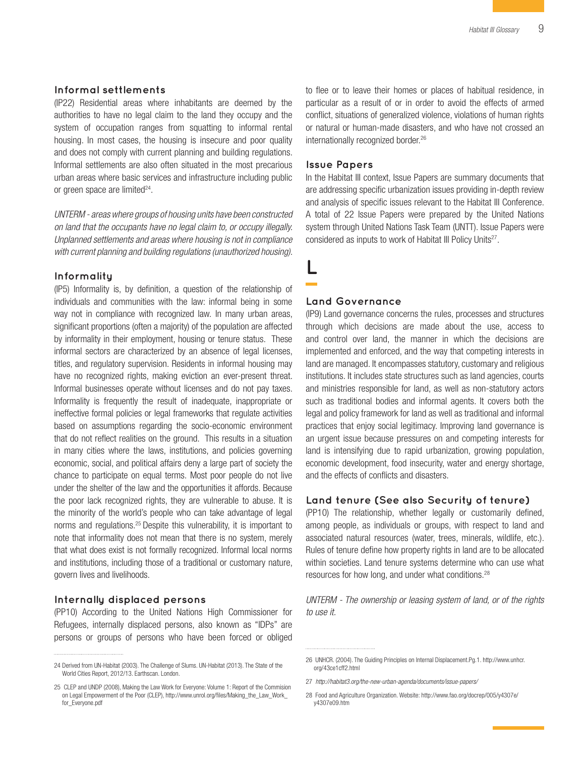### Informal settlements

(IP22) Residential areas where inhabitants are deemed by the authorities to have no legal claim to the land they occupy and the system of occupation ranges from squatting to informal rental housing. In most cases, the housing is insecure and poor quality and does not comply with current planning and building regulations. Informal settlements are also often situated in the most precarious urban areas where basic services and infrastructure including public or green space are limited[24].

*UNTERM - areas where groups of housing units have been constructed on land that the occupants have no legal claim to, or occupy illegally. Unplanned settlements and areas where housing is not in compliance with current planning and building regulations (unauthorized housing).*

### Informality

(IP5) Informality is, by definition, a question of the relationship of individuals and communities with the law: informal being in some way not in compliance with recognized law. In many urban areas, significant proportions (often a majority) of the population are affected by informality in their employment, housing or tenure status. These informal sectors are characterized by an absence of legal licenses, titles, and regulatory supervision. Residents in informal housing may have no recognized rights, making eviction an ever-present threat. Informal businesses operate without licenses and do not pay taxes. Informality is frequently the result of inadequate, inappropriate or ineffective formal policies or legal frameworks that regulate activities based on assumptions regarding the socio-economic environment that do not reflect realities on the ground. This results in a situation in many cities where the laws, institutions, and policies governing economic, social, and political affairs deny a large part of society the chance to participate on equal terms. Most poor people do not live under the shelter of the law and the opportunities it affords. Because the poor lack recognized rights, they are vulnerable to abuse. It is the minority of the world's people who can take advantage of legal norms and regulations.[25] Despite this vulnerability, it is important to note that informality does not mean that there is no system, merely that what does exist is not formally recognized. Informal local norms and institutions, including those of a traditional or customary nature, govern lives and livelihoods.

### Internally displaced persons

(PP10) According to the United Nations High Commissioner for Refugees, internally displaced persons, also known as "IDPs" are persons or groups of persons who have been forced or obliged to flee or to leave their homes or places of habitual residence, in particular as a result of or in order to avoid the effects of armed conflict, situations of generalized violence, violations of human rights or natural or human-made disasters, and who have not crossed an internationally recognized border.[26]

### Issue Papers

In the Habitat III context, Issue Papers are summary documents that are addressing specific urbanization issues providing in-depth review and analysis of specific issues relevant to the Habitat III Conference. A total of 22 Issue Papers were prepared by the United Nations system through United Nations Task Team (UNTT). Issue Papers were considered as inputs to work of Habitat III Policy Units[27].

## L

### Land Governance

(IP9) Land governance concerns the rules, processes and structures through which decisions are made about the use, access to and control over land, the manner in which the decisions are implemented and enforced, and the way that competing interests in land are managed. It encompasses statutory, customary and religious institutions. It includes state structures such as land agencies, courts and ministries responsible for land, as well as non-statutory actors such as traditional bodies and informal agents. It covers both the legal and policy framework for land as well as traditional and informal practices that enjoy social legitimacy. Improving land governance is an urgent issue because pressures on and competing interests for land is intensifying due to rapid urbanization, growing population, economic development, food insecurity, water and energy shortage, and the effects of conflicts and disasters.

### Land tenure (See also Security of tenure)

(PP10) The relationship, whether legally or customarily defined, among people, as individuals or groups, with respect to land and associated natural resources (water, trees, minerals, wildlife, etc.). Rules of tenure define how property rights in land are to be allocated within societies. Land tenure systems determine who can use what resources for how long, and under what conditions.[28]

*UNTERM - The ownership or leasing system of land, or of the rights to use it.*

---

24 Derived from UN-Habitat (2003). The Challenge of Slums. UN-Habitat (2013). The State of the World Cities Report, 2012/13. Earthscan. London.

25 CLEP and UNDP (2008), Making the Law Work for Everyone: Volume 1: Report of the Commision on Legal Empowerment of the Poor (CLEP), http://www.unrol.org/files/Making_the_Law_Work_for_Everyone.pdf

26 UNHCR. (2004). The Guiding Principles on Internal Displacement.Pg.1. http://www.unhcr.org/43ce1cff2.html

27 *http://habitat3.org/the-new-urban-agenda/documents/issue-papers/*

28 Food and Agriculture Organization. Website: http://www.fao.org/docrep/005/y4307e/y4307e09.htm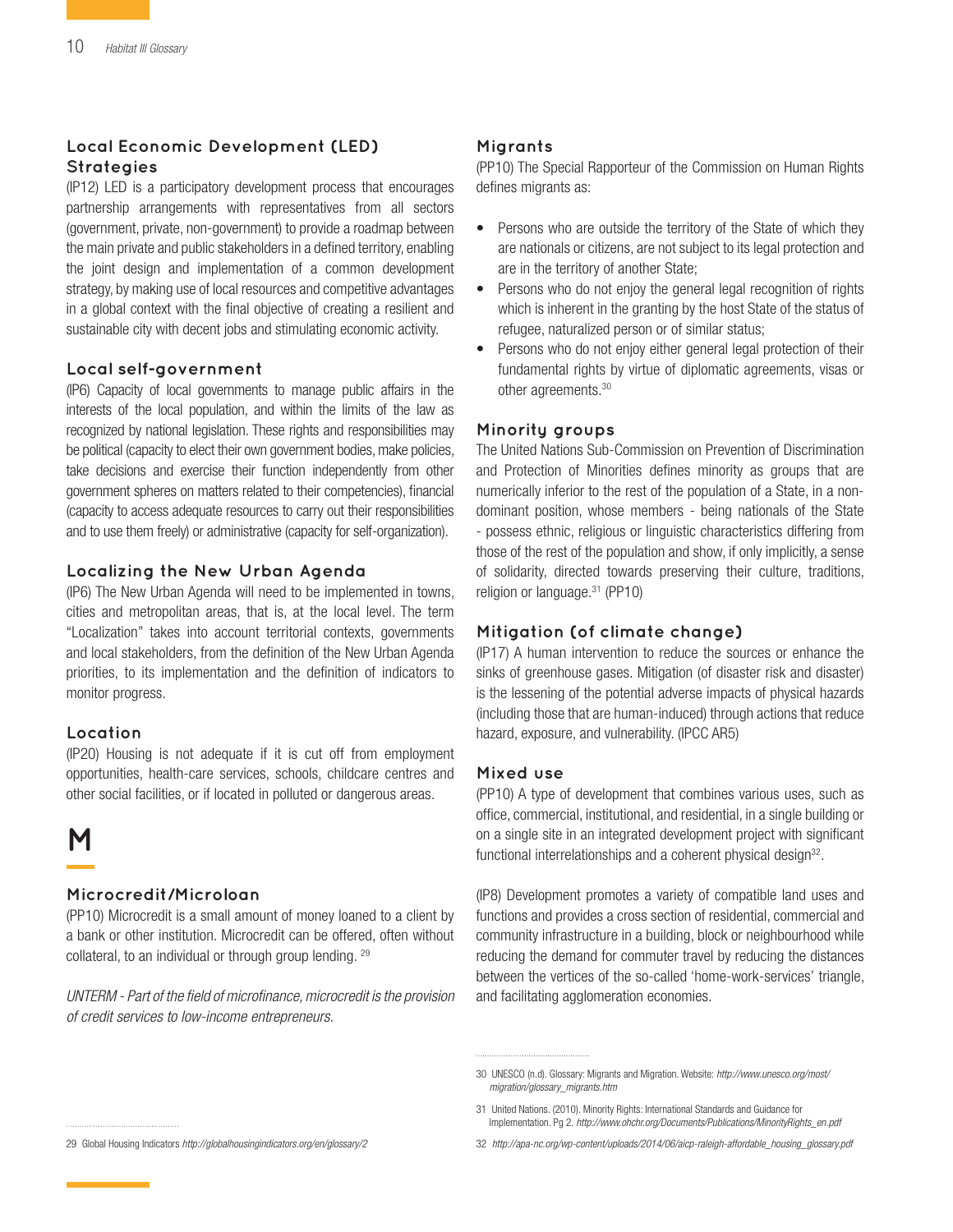### Local Economic Development (LED) Strategies

(IP12) LED is a participatory development process that encourages partnership arrangements with representatives from all sectors (government, private, non-government) to provide a roadmap between the main private and public stakeholders in a defined territory, enabling the joint design and implementation of a common development strategy, by making use of local resources and competitive advantages in a global context with the final objective of creating a resilient and sustainable city with decent jobs and stimulating economic activity.

### Local self-government

(IP6) Capacity of local governments to manage public affairs in the interests of the local population, and within the limits of the law as recognized by national legislation. These rights and responsibilities may be political (capacity to elect their own government bodies, make policies, take decisions and exercise their function independently from other government spheres on matters related to their competencies), financial (capacity to access adequate resources to carry out their responsibilities and to use them freely) or administrative (capacity for self-organization).

### Localizing the New Urban Agenda

(IP6) The New Urban Agenda will need to be implemented in towns, cities and metropolitan areas, that is, at the local level. The term "Localization" takes into account territorial contexts, governments and local stakeholders, from the definition of the New Urban Agenda priorities, to its implementation and the definition of indicators to monitor progress.

### Location

(IP20) Housing is not adequate if it is cut off from employment opportunities, health-care services, schools, childcare centres and other social facilities, or if located in polluted or dangerous areas.

## M

### Microcredit/Microloan

(PP10) Microcredit is a small amount of money loaned to a client by a bank or other institution. Microcredit can be offered, often without collateral, to an individual or through group lending. [29]

*UNTERM - Part of the field of microfinance, microcredit is the provision of credit services to low-income entrepreneurs.*

### Migrants

(PP10) The Special Rapporteur of the Commission on Human Rights defines migrants as:

- Persons who are outside the territory of the State of which they are nationals or citizens, are not subject to its legal protection and are in the territory of another State;
- Persons who do not enjoy the general legal recognition of rights which is inherent in the granting by the host State of the status of refugee, naturalized person or of similar status;
- Persons who do not enjoy either general legal protection of their fundamental rights by virtue of diplomatic agreements, visas or other agreements.[30]

### Minority groups

The United Nations Sub-Commission on Prevention of Discrimination and Protection of Minorities defines minority as groups that are numerically inferior to the rest of the population of a State, in a non-dominant position, whose members - being nationals of the State - possess ethnic, religious or linguistic characteristics differing from those of the rest of the population and show, if only implicitly, a sense of solidarity, directed towards preserving their culture, traditions, religion or language.[31] (PP10)

### Mitigation (of climate change)

(IP17) A human intervention to reduce the sources or enhance the sinks of greenhouse gases. Mitigation (of disaster risk and disaster) is the lessening of the potential adverse impacts of physical hazards (including those that are human-induced) through actions that reduce hazard, exposure, and vulnerability. (IPCC AR5)

### Mixed use

(PP10) A type of development that combines various uses, such as office, commercial, institutional, and residential, in a single building or on a single site in an integrated development project with significant functional interrelationships and a coherent physical design[32].

(IP8) Development promotes a variety of compatible land uses and functions and provides a cross section of residential, commercial and community infrastructure in a building, block or neighbourhood while reducing the demand for commuter travel by reducing the distances between the vertices of the so-called 'home-work-services' triangle, and facilitating agglomeration economies.

---

29 Global Housing Indicators *http://globalhousingindicators.org/en/glossary/2*

30 UNESCO (n.d). Glossary: Migrants and Migration. Website: *http://www.unesco.org/most/migration/glossary_migrants.htm*

31 United Nations. (2010). Minority Rights: International Standards and Guidance for Implementation. Pg 2. *http://www.ohchr.org/Documents/Publications/MinorityRights_en.pdf*

32 *http://apa-nc.org/wp-content/uploads/2014/06/aicp-raleigh-affordable_housing_glossary.pdf*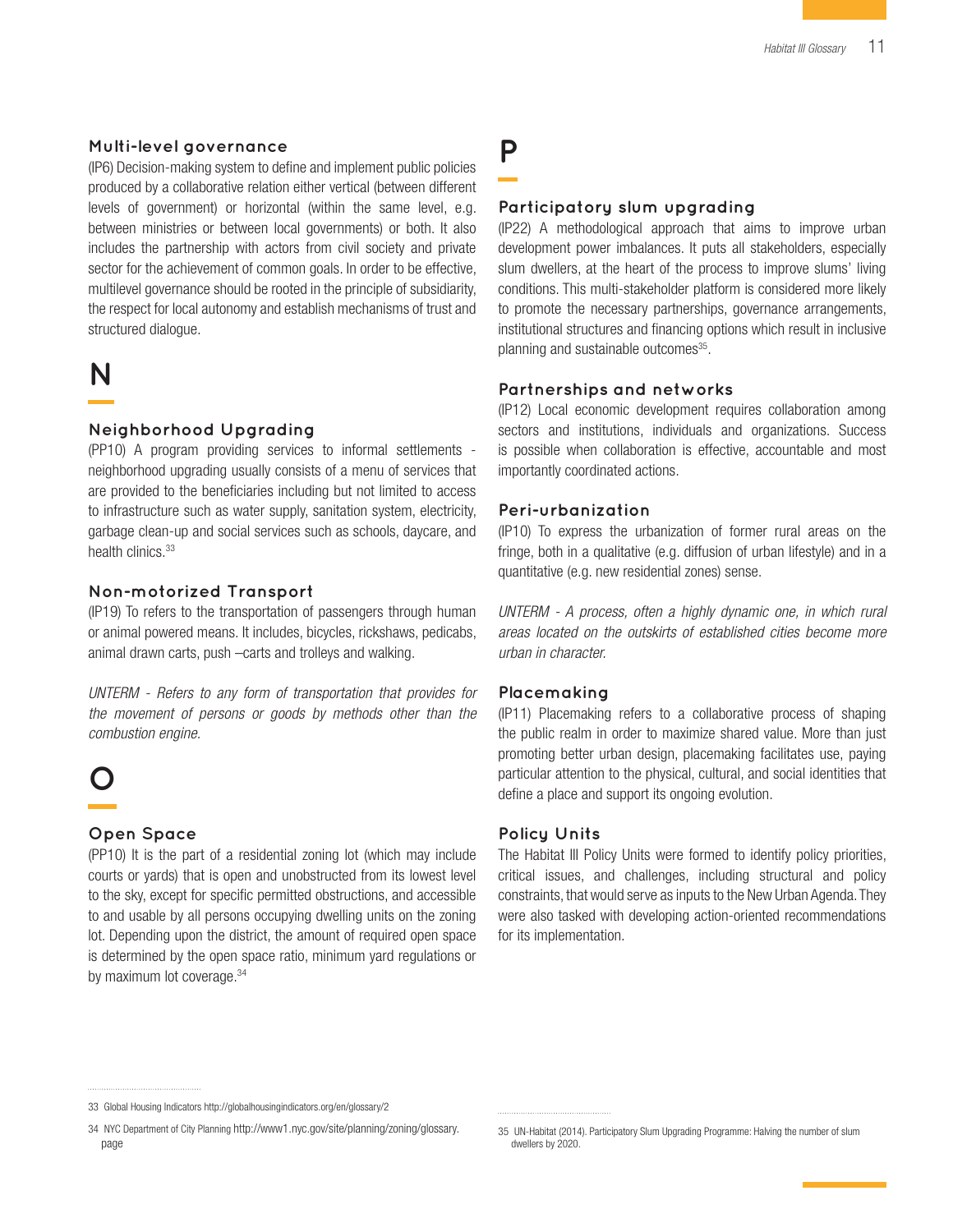### Multi-level governance

(IP6) Decision-making system to define and implement public policies produced by a collaborative relation either vertical (between different levels of government) or horizontal (within the same level, e.g. between ministries or between local governments) or both. It also includes the partnership with actors from civil society and private sector for the achievement of common goals. In order to be effective, multilevel governance should be rooted in the principle of subsidiarity, the respect for local autonomy and establish mechanisms of trust and structured dialogue.

## N

### Neighborhood Upgrading

(PP10) A program providing services to informal settlements - neighborhood upgrading usually consists of a menu of services that are provided to the beneficiaries including but not limited to access to infrastructure such as water supply, sanitation system, electricity, garbage clean-up and social services such as schools, daycare, and health clinics.[33]

### Non-motorized Transport

(IP19) To refers to the transportation of passengers through human or animal powered means. It includes, bicycles, rickshaws, pedicabs, animal drawn carts, push –carts and trolleys and walking.

*UNTERM - Refers to any form of transportation that provides for the movement of persons or goods by methods other than the combustion engine.*

## O

### Open Space

(PP10) It is the part of a residential zoning lot (which may include courts or yards) that is open and unobstructed from its lowest level to the sky, except for specific permitted obstructions, and accessible to and usable by all persons occupying dwelling units on the zoning lot. Depending upon the district, the amount of required open space is determined by the open space ratio, minimum yard regulations or by maximum lot coverage.[34]

## P

### Participatory slum upgrading

(IP22) A methodological approach that aims to improve urban development power imbalances. It puts all stakeholders, especially slum dwellers, at the heart of the process to improve slums' living conditions. This multi-stakeholder platform is considered more likely to promote the necessary partnerships, governance arrangements, institutional structures and financing options which result in inclusive planning and sustainable outcomes[35].

### Partnerships and networks

(IP12) Local economic development requires collaboration among sectors and institutions, individuals and organizations. Success is possible when collaboration is effective, accountable and most importantly coordinated actions.

### Peri-urbanization

(IP10) To express the urbanization of former rural areas on the fringe, both in a qualitative (e.g. diffusion of urban lifestyle) and in a quantitative (e.g. new residential zones) sense.

*UNTERM - A process, often a highly dynamic one, in which rural areas located on the outskirts of established cities become more urban in character.*

### Placemaking

(IP11) Placemaking refers to a collaborative process of shaping the public realm in order to maximize shared value. More than just promoting better urban design, placemaking facilitates use, paying particular attention to the physical, cultural, and social identities that define a place and support its ongoing evolution.

### Policy Units

The Habitat III Policy Units were formed to identify policy priorities, critical issues, and challenges, including structural and policy constraints, that would serve as inputs to the New Urban Agenda. They were also tasked with developing action-oriented recommendations for its implementation.

---

33 Global Housing Indicators http://globalhousingindicators.org/en/glossary/2

34 NYC Department of City Planning http://www1.nyc.gov/site/planning/zoning/glossary.page

35 UN-Habitat (2014). Participatory Slum Upgrading Programme: Halving the number of slum dwellers by 2020.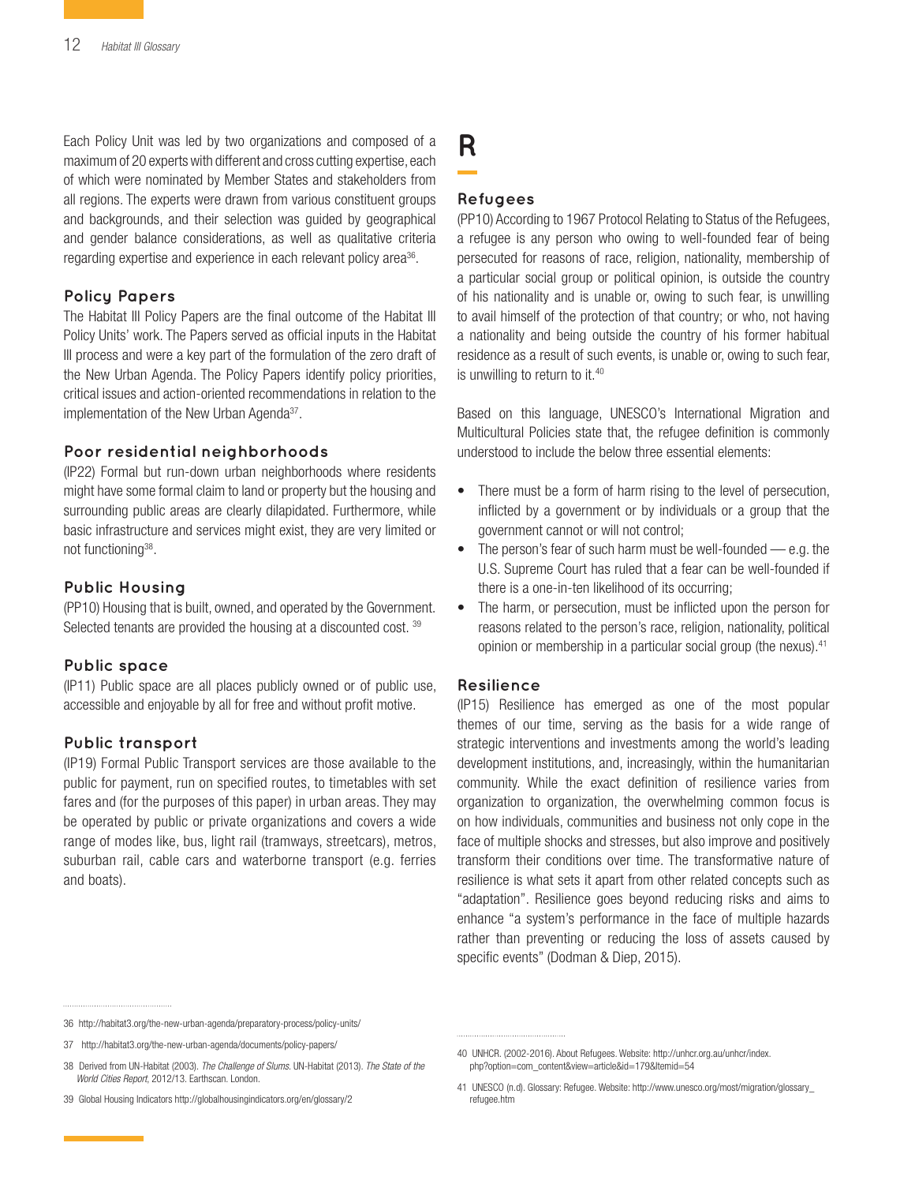Each Policy Unit was led by two organizations and composed of a maximum of 20 experts with different and cross cutting expertise, each of which were nominated by Member States and stakeholders from all regions. The experts were drawn from various constituent groups and backgrounds, and their selection was guided by geographical and gender balance considerations, as well as qualitative criteria regarding expertise and experience in each relevant policy area[36].

### Policy Papers

The Habitat III Policy Papers are the final outcome of the Habitat III Policy Units' work. The Papers served as official inputs in the Habitat III process and were a key part of the formulation of the zero draft of the New Urban Agenda. The Policy Papers identify policy priorities, critical issues and action-oriented recommendations in relation to the implementation of the New Urban Agenda[37].

### Poor residential neighborhoods

(IP22) Formal but run-down urban neighborhoods where residents might have some formal claim to land or property but the housing and surrounding public areas are clearly dilapidated. Furthermore, while basic infrastructure and services might exist, they are very limited or not functioning[38].

### Public Housing

(PP10) Housing that is built, owned, and operated by the Government. Selected tenants are provided the housing at a discounted cost. [39]

### Public space

(IP11) Public space are all places publicly owned or of public use, accessible and enjoyable by all for free and without profit motive.

### Public transport

(IP19) Formal Public Transport services are those available to the public for payment, run on specified routes, to timetables with set fares and (for the purposes of this paper) in urban areas. They may be operated by public or private organizations and covers a wide range of modes like, bus, light rail (tramways, streetcars), metros, suburban rail, cable cars and waterborne transport (e.g. ferries and boats).

## R

### Refugees

(PP10) According to 1967 Protocol Relating to Status of the Refugees, a refugee is any person who owing to well-founded fear of being persecuted for reasons of race, religion, nationality, membership of a particular social group or political opinion, is outside the country of his nationality and is unable or, owing to such fear, is unwilling to avail himself of the protection of that country; or who, not having a nationality and being outside the country of his former habitual residence as a result of such events, is unable or, owing to such fear, is unwilling to return to it.[40]

Based on this language, UNESCO's International Migration and Multicultural Policies state that, the refugee definition is commonly understood to include the below three essential elements:

- There must be a form of harm rising to the level of persecution, inflicted by a government or by individuals or a group that the government cannot or will not control;
- The person's fear of such harm must be well-founded — e.g. the U.S. Supreme Court has ruled that a fear can be well-founded if there is a one-in-ten likelihood of its occurring;
- The harm, or persecution, must be inflicted upon the person for reasons related to the person's race, religion, nationality, political opinion or membership in a particular social group (the nexus).[41]

### Resilience

(IP15) Resilience has emerged as one of the most popular themes of our time, serving as the basis for a wide range of strategic interventions and investments among the world's leading development institutions, and, increasingly, within the humanitarian community. While the exact definition of resilience varies from organization to organization, the overwhelming common focus is on how individuals, communities and business not only cope in the face of multiple shocks and stresses, but also improve and positively transform their conditions over time. The transformative nature of resilience is what sets it apart from other related concepts such as "adaptation". Resilience goes beyond reducing risks and aims to enhance "a system's performance in the face of multiple hazards rather than preventing or reducing the loss of assets caused by specific events" (Dodman & Diep, 2015).

---

36 http://habitat3.org/the-new-urban-agenda/preparatory-process/policy-units/

37 http://habitat3.org/the-new-urban-agenda/documents/policy-papers/

38 Derived from UN-Habitat (2003). *The Challenge of Slums*. UN-Habitat (2013). *The State of the World Cities Report*, 2012/13. Earthscan. London.

39 Global Housing Indicators http://globalhousingindicators.org/en/glossary/2

40 UNHCR. (2002-2016). About Refugees. Website: http://unhcr.org.au/unhcr/index.php?option=com_content&view=article&id=179&Itemid=54

41 UNESCO (n.d). Glossary: Refugee. Website: http://www.unesco.org/most/migration/glossary_refugee.htm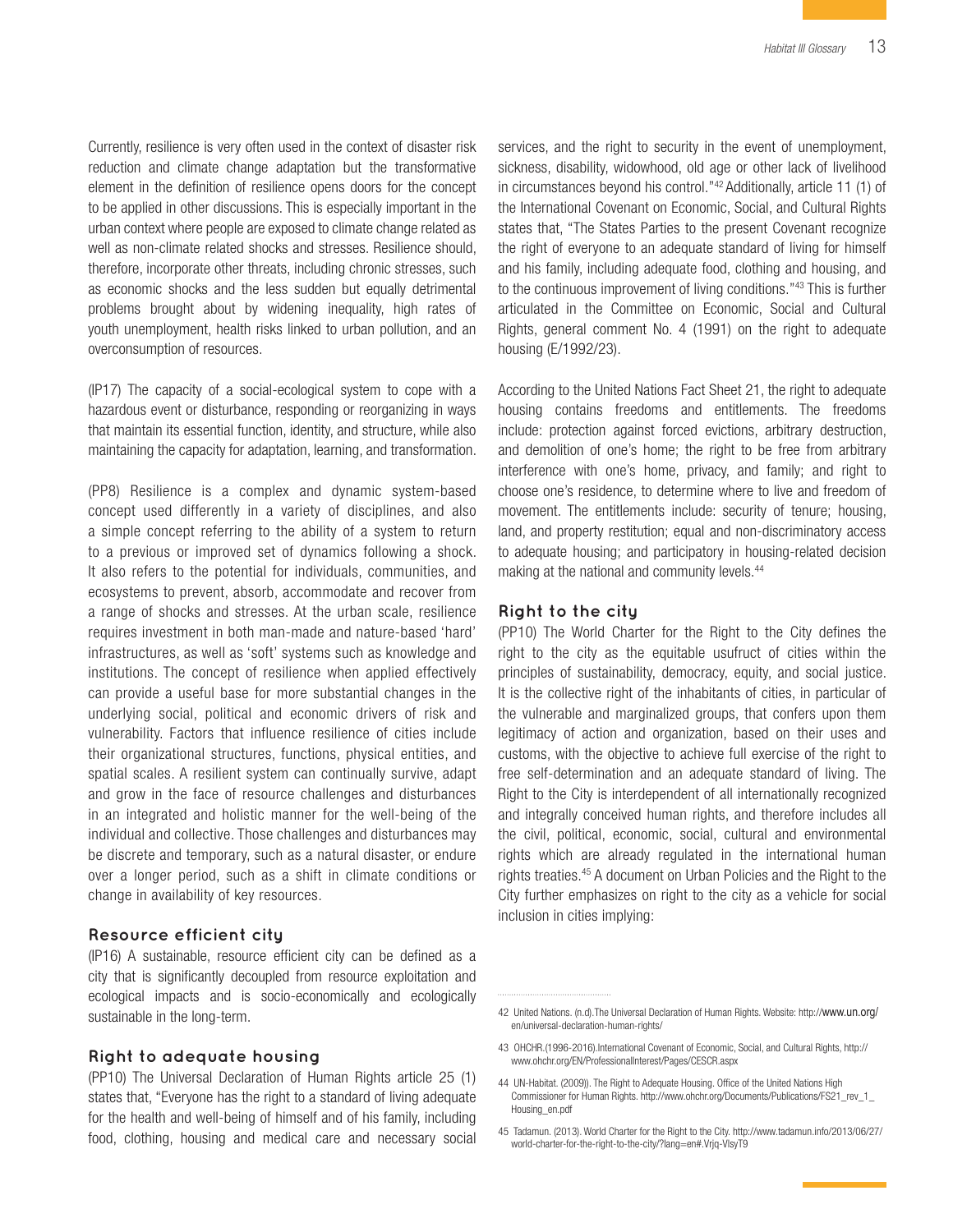Currently, resilience is very often used in the context of disaster risk reduction and climate change adaptation but the transformative element in the definition of resilience opens doors for the concept to be applied in other discussions. This is especially important in the urban context where people are exposed to climate change related as well as non-climate related shocks and stresses. Resilience should, therefore, incorporate other threats, including chronic stresses, such as economic shocks and the less sudden but equally detrimental problems brought about by widening inequality, high rates of youth unemployment, health risks linked to urban pollution, and an overconsumption of resources.

(IP17) The capacity of a social-ecological system to cope with a hazardous event or disturbance, responding or reorganizing in ways that maintain its essential function, identity, and structure, while also maintaining the capacity for adaptation, learning, and transformation.

(PP8) Resilience is a complex and dynamic system-based concept used differently in a variety of disciplines, and also a simple concept referring to the ability of a system to return to a previous or improved set of dynamics following a shock. It also refers to the potential for individuals, communities, and ecosystems to prevent, absorb, accommodate and recover from a range of shocks and stresses. At the urban scale, resilience requires investment in both man-made and nature-based 'hard' infrastructures, as well as 'soft' systems such as knowledge and institutions. The concept of resilience when applied effectively can provide a useful base for more substantial changes in the underlying social, political and economic drivers of risk and vulnerability. Factors that influence resilience of cities include their organizational structures, functions, physical entities, and spatial scales. A resilient system can continually survive, adapt and grow in the face of resource challenges and disturbances in an integrated and holistic manner for the well-being of the individual and collective. Those challenges and disturbances may be discrete and temporary, such as a natural disaster, or endure over a longer period, such as a shift in climate conditions or change in availability of key resources.

## Resource efficient city

(IP16) A sustainable, resource efficient city can be defined as a city that is significantly decoupled from resource exploitation and ecological impacts and is socio-economically and ecologically sustainable in the long-term.

## Right to adequate housing

(PP10) The Universal Declaration of Human Rights article 25 (1) states that, "Everyone has the right to a standard of living adequate for the health and well-being of himself and of his family, including food, clothing, housing and medical care and necessary social services, and the right to security in the event of unemployment, sickness, disability, widowhood, old age or other lack of livelihood in circumstances beyond his control."[42] Additionally, article 11 (1) of the International Covenant on Economic, Social, and Cultural Rights states that, "The States Parties to the present Covenant recognize the right of everyone to an adequate standard of living for himself and his family, including adequate food, clothing and housing, and to the continuous improvement of living conditions."[43] This is further articulated in the Committee on Economic, Social and Cultural Rights, general comment No. 4 (1991) on the right to adequate housing (E/1992/23).

According to the United Nations Fact Sheet 21, the right to adequate housing contains freedoms and entitlements. The freedoms include: protection against forced evictions, arbitrary destruction, and demolition of one's home; the right to be free from arbitrary interference with one's home, privacy, and family; and right to choose one's residence, to determine where to live and freedom of movement. The entitlements include: security of tenure; housing, land, and property restitution; equal and non-discriminatory access to adequate housing; and participatory in housing-related decision making at the national and community levels.[44]

## Right to the city

(PP10) The World Charter for the Right to the City defines the right to the city as the equitable usufruct of cities within the principles of sustainability, democracy, equity, and social justice. It is the collective right of the inhabitants of cities, in particular of the vulnerable and marginalized groups, that confers upon them legitimacy of action and organization, based on their uses and customs, with the objective to achieve full exercise of the right to free self-determination and an adequate standard of living. The Right to the City is interdependent of all internationally recognized and integrally conceived human rights, and therefore includes all the civil, political, economic, social, cultural and environmental rights which are already regulated in the international human rights treaties.[45] A document on Urban Policies and the Right to the City further emphasizes on right to the city as a vehicle for social inclusion in cities implying:

---

42 United Nations. (n.d).The Universal Declaration of Human Rights. Website: http://www.un.org/en/universal-declaration-human-rights/

43 OHCHR.(1996-2016).International Covenant of Economic, Social, and Cultural Rights, http://www.ohchr.org/EN/ProfessionalInterest/Pages/CESCR.aspx

44 UN-Habitat. (2009)). The Right to Adequate Housing. Office of the United Nations High Commissioner for Human Rights. http://www.ohchr.org/Documents/Publications/FS21_rev_1_Housing_en.pdf

45 Tadamun. (2013). World Charter for the Right to the City. http://www.tadamun.info/2013/06/27/world-charter-for-the-right-to-the-city/?lang=en#.Vrjq-VlsyT9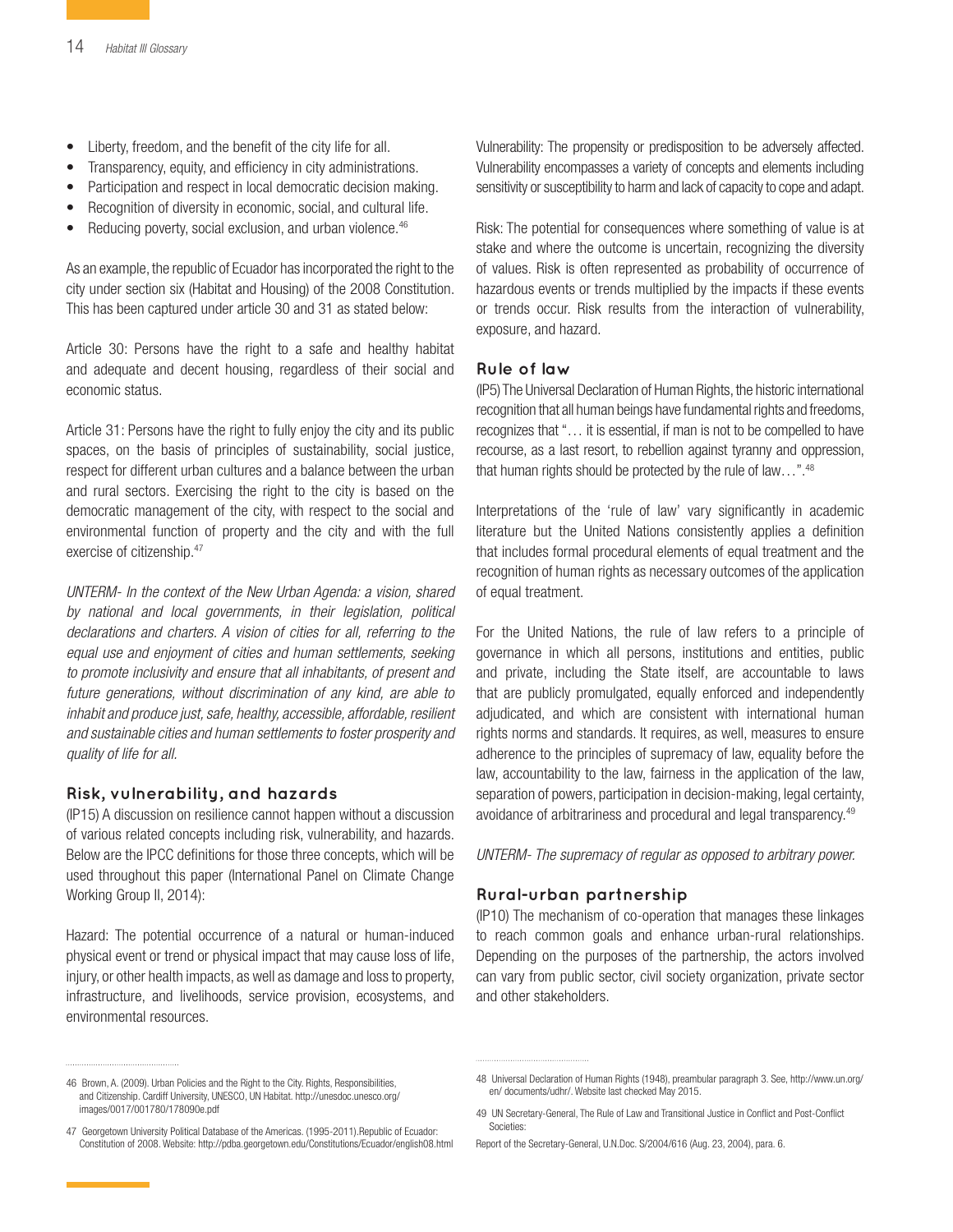- Liberty, freedom, and the benefit of the city life for all.
- Transparency, equity, and efficiency in city administrations.
- Participation and respect in local democratic decision making.
- Recognition of diversity in economic, social, and cultural life.
- Reducing poverty, social exclusion, and urban violence.[46]

As an example, the republic of Ecuador has incorporated the right to the city under section six (Habitat and Housing) of the 2008 Constitution. This has been captured under article 30 and 31 as stated below:

Article 30: Persons have the right to a safe and healthy habitat and adequate and decent housing, regardless of their social and economic status.

Article 31: Persons have the right to fully enjoy the city and its public spaces, on the basis of principles of sustainability, social justice, respect for different urban cultures and a balance between the urban and rural sectors. Exercising the right to the city is based on the democratic management of the city, with respect to the social and environmental function of property and the city and with the full exercise of citizenship.[47]

*UNTERM- In the context of the New Urban Agenda: a vision, shared by national and local governments, in their legislation, political declarations and charters. A vision of cities for all, referring to the equal use and enjoyment of cities and human settlements, seeking to promote inclusivity and ensure that all inhabitants, of present and future generations, without discrimination of any kind, are able to inhabit and produce just, safe, healthy, accessible, affordable, resilient and sustainable cities and human settlements to foster prosperity and quality of life for all.*

### Risk, vulnerability, and hazards

(IP15) A discussion on resilience cannot happen without a discussion of various related concepts including risk, vulnerability, and hazards. Below are the IPCC definitions for those three concepts, which will be used throughout this paper (International Panel on Climate Change Working Group II, 2014):

Hazard: The potential occurrence of a natural or human-induced physical event or trend or physical impact that may cause loss of life, injury, or other health impacts, as well as damage and loss to property, infrastructure, and livelihoods, service provision, ecosystems, and environmental resources.

Vulnerability: The propensity or predisposition to be adversely affected. Vulnerability encompasses a variety of concepts and elements including sensitivity or susceptibility to harm and lack of capacity to cope and adapt.

Risk: The potential for consequences where something of value is at stake and where the outcome is uncertain, recognizing the diversity of values. Risk is often represented as probability of occurrence of hazardous events or trends multiplied by the impacts if these events or trends occur. Risk results from the interaction of vulnerability, exposure, and hazard.

### Rule of law

(IP5) The Universal Declaration of Human Rights, the historic international recognition that all human beings have fundamental rights and freedoms, recognizes that "… it is essential, if man is not to be compelled to have recourse, as a last resort, to rebellion against tyranny and oppression, that human rights should be protected by the rule of law…".[48]

Interpretations of the 'rule of law' vary significantly in academic literature but the United Nations consistently applies a definition that includes formal procedural elements of equal treatment and the recognition of human rights as necessary outcomes of the application of equal treatment.

For the United Nations, the rule of law refers to a principle of governance in which all persons, institutions and entities, public and private, including the State itself, are accountable to laws that are publicly promulgated, equally enforced and independently adjudicated, and which are consistent with international human rights norms and standards. It requires, as well, measures to ensure adherence to the principles of supremacy of law, equality before the law, accountability to the law, fairness in the application of the law, separation of powers, participation in decision-making, legal certainty, avoidance of arbitrariness and procedural and legal transparency.[49]

*UNTERM- The supremacy of regular as opposed to arbitrary power.*

### Rural-urban partnership

(IP10) The mechanism of co-operation that manages these linkages to reach common goals and enhance urban-rural relationships. Depending on the purposes of the partnership, the actors involved can vary from public sector, civil society organization, private sector and other stakeholders.

---

46 Brown, A. (2009). Urban Policies and the Right to the City. Rights, Responsibilities, and Citizenship. Cardiff University, UNESCO, UN Habitat. http://unesdoc.unesco.org/images/0017/001780/178090e.pdf

47 Georgetown University Political Database of the Americas. (1995-2011).Republic of Ecuador: Constitution of 2008. Website: http://pdba.georgetown.edu/Constitutions/Ecuador/english08.html

48 Universal Declaration of Human Rights (1948), preambular paragraph 3. See, http://www.un.org/en/ documents/udhr/. Website last checked May 2015.

49 UN Secretary-General, The Rule of Law and Transitional Justice in Conflict and Post-Conflict Societies:

Report of the Secretary-General, U.N.Doc. S/2004/616 (Aug. 23, 2004), para. 6.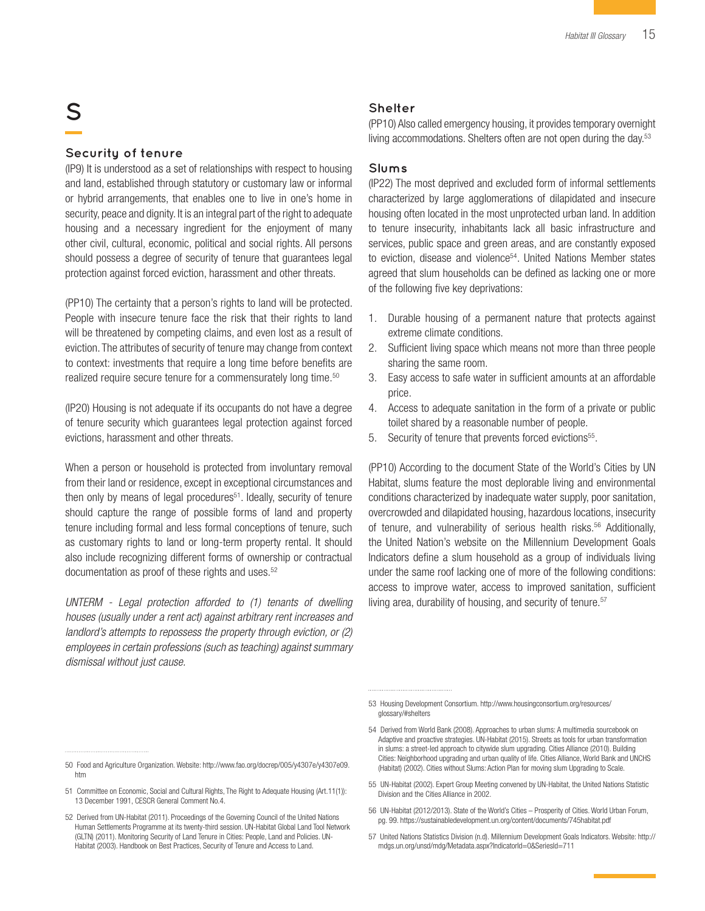# S

## Security of tenure

(IP9) It is understood as a set of relationships with respect to housing and land, established through statutory or customary law or informal or hybrid arrangements, that enables one to live in one's home in security, peace and dignity. It is an integral part of the right to adequate housing and a necessary ingredient for the enjoyment of many other civil, cultural, economic, political and social rights. All persons should possess a degree of security of tenure that guarantees legal protection against forced eviction, harassment and other threats.

(PP10) The certainty that a person's rights to land will be protected. People with insecure tenure face the risk that their rights to land will be threatened by competing claims, and even lost as a result of eviction. The attributes of security of tenure may change from context to context: investments that require a long time before benefits are realized require secure tenure for a commensurately long time.[50]

(IP20) Housing is not adequate if its occupants do not have a degree of tenure security which guarantees legal protection against forced evictions, harassment and other threats.

When a person or household is protected from involuntary removal from their land or residence, except in exceptional circumstances and then only by means of legal procedures[51]. Ideally, security of tenure should capture the range of possible forms of land and property tenure including formal and less formal conceptions of tenure, such as customary rights to land or long-term property rental. It should also include recognizing different forms of ownership or contractual documentation as proof of these rights and uses.[52]

*UNTERM - Legal protection afforded to (1) tenants of dwelling houses (usually under a rent act) against arbitrary rent increases and landlord's attempts to repossess the property through eviction, or (2) employees in certain professions (such as teaching) against summary dismissal without just cause.*

## Shelter

(PP10) Also called emergency housing, it provides temporary overnight living accommodations. Shelters often are not open during the day.[53]

## Slums

(IP22) The most deprived and excluded form of informal settlements characterized by large agglomerations of dilapidated and insecure housing often located in the most unprotected urban land. In addition to tenure insecurity, inhabitants lack all basic infrastructure and services, public space and green areas, and are constantly exposed to eviction, disease and violence[54]. United Nations Member states agreed that slum households can be defined as lacking one or more of the following five key deprivations:

1. Durable housing of a permanent nature that protects against extreme climate conditions.
2. Sufficient living space which means not more than three people sharing the same room.
3. Easy access to safe water in sufficient amounts at an affordable price.
4. Access to adequate sanitation in the form of a private or public toilet shared by a reasonable number of people.
5. Security of tenure that prevents forced evictions[55].

(PP10) According to the document State of the World's Cities by UN Habitat, slums feature the most deplorable living and environmental conditions characterized by inadequate water supply, poor sanitation, overcrowded and dilapidated housing, hazardous locations, insecurity of tenure, and vulnerability of serious health risks.[56] Additionally, the United Nation's website on the Millennium Development Goals Indicators define a slum household as a group of individuals living under the same roof lacking one of more of the following conditions: access to improve water, access to improved sanitation, sufficient living area, durability of housing, and security of tenure.[57]

---

50 Food and Agriculture Organization. Website: http://www.fao.org/docrep/005/y4307e/y4307e09.htm

51 Committee on Economic, Social and Cultural Rights, The Right to Adequate Housing (Art.11(1)): 13 December 1991, CESCR General Comment No.4.

52 Derived from UN-Habitat (2011). Proceedings of the Governing Council of the United Nations Human Settlements Programme at its twenty-third session. UN-Habitat Global Land Tool Network (GLTN) (2011). Monitoring Security of Land Tenure in Cities: People, Land and Policies. UN-Habitat (2003). Handbook on Best Practices, Security of Tenure and Access to Land.

53 Housing Development Consortium. http://www.housingconsortium.org/resources/glossary/#shelters

54 Derived from World Bank (2008). Approaches to urban slums: A multimedia sourcebook on Adaptive and proactive strategies. UN-Habitat (2015). Streets as tools for urban transformation in slums: a street-led approach to citywide slum upgrading. Cities Alliance (2010). Building Cities: Neighborhood upgrading and urban quality of life. Cities Alliance, World Bank and UNCHS (Habitat) (2002). Cities without Slums: Action Plan for moving slum Upgrading to Scale.

55 UN-Habitat (2002). Expert Group Meeting convened by UN-Habitat, the United Nations Statistic Division and the Cities Alliance in 2002.

56 UN-Habitat (2012/2013). State of the World's Cities – Prosperity of Cities. World Urban Forum, pg. 99. https://sustainabledevelopment.un.org/content/documents/745habitat.pdf

57 United Nations Statistics Division (n.d). Millennium Development Goals Indicators. Website: http://mdgs.un.org/unsd/mdg/Metadata.aspx?IndicatorId=0&SeriesId=711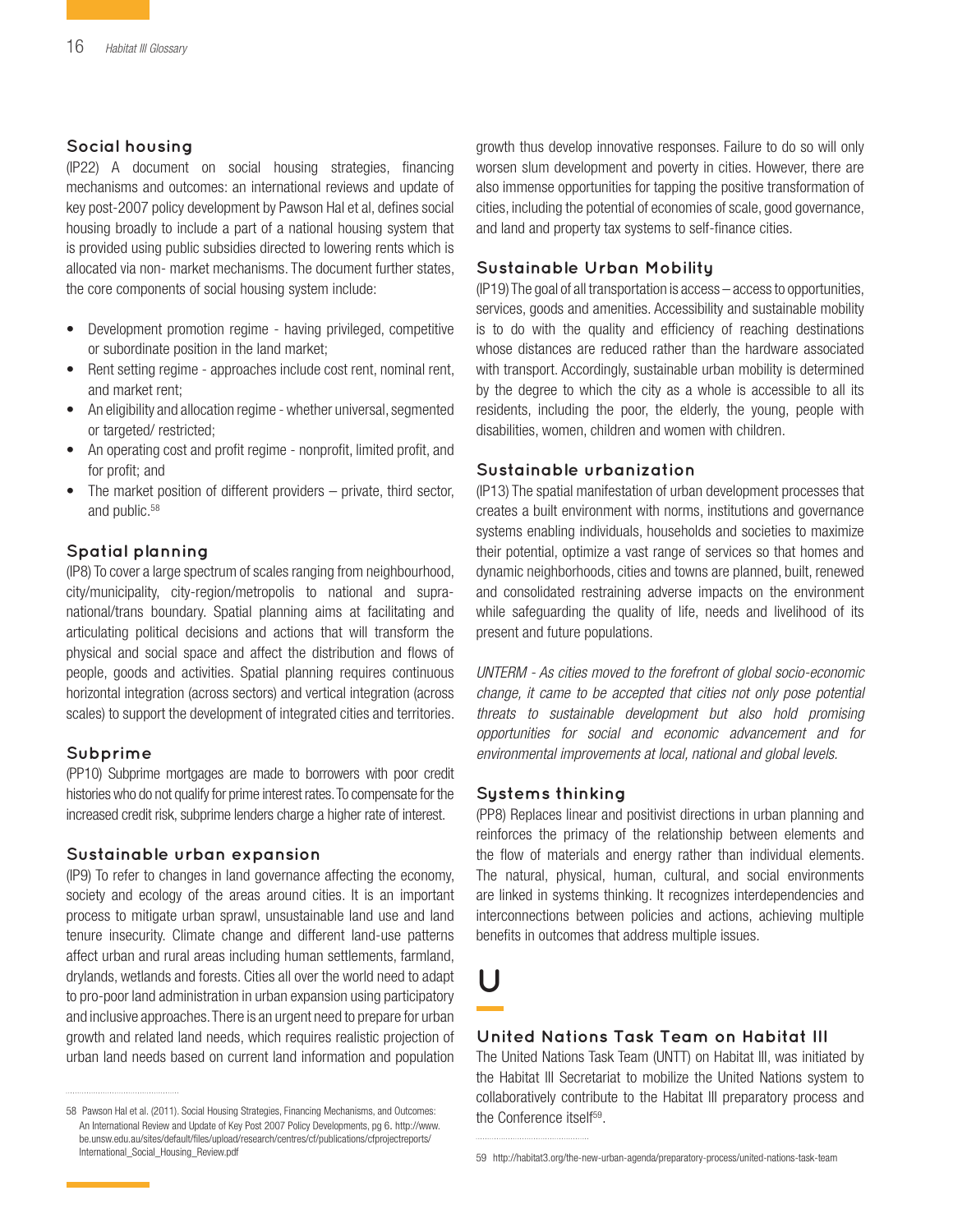### Social housing

(IP22) A document on social housing strategies, financing mechanisms and outcomes: an international reviews and update of key post-2007 policy development by Pawson Hal et al, defines social housing broadly to include a part of a national housing system that is provided using public subsidies directed to lowering rents which is allocated via non- market mechanisms. The document further states, the core components of social housing system include:

- Development promotion regime - having privileged, competitive or subordinate position in the land market;
- Rent setting regime - approaches include cost rent, nominal rent, and market rent;
- An eligibility and allocation regime - whether universal, segmented or targeted/ restricted;
- An operating cost and profit regime - nonprofit, limited profit, and for profit; and
- The market position of different providers – private, third sector, and public.[58]

### Spatial planning

(IP8) To cover a large spectrum of scales ranging from neighbourhood, city/municipality, city-region/metropolis to national and supra-national/trans boundary. Spatial planning aims at facilitating and articulating political decisions and actions that will transform the physical and social space and affect the distribution and flows of people, goods and activities. Spatial planning requires continuous horizontal integration (across sectors) and vertical integration (across scales) to support the development of integrated cities and territories.

### Subprime

(PP10) Subprime mortgages are made to borrowers with poor credit histories who do not qualify for prime interest rates. To compensate for the increased credit risk, subprime lenders charge a higher rate of interest.

### Sustainable urban expansion

(IP9) To refer to changes in land governance affecting the economy, society and ecology of the areas around cities. It is an important process to mitigate urban sprawl, unsustainable land use and land tenure insecurity. Climate change and different land-use patterns affect urban and rural areas including human settlements, farmland, drylands, wetlands and forests. Cities all over the world need to adapt to pro-poor land administration in urban expansion using participatory and inclusive approaches. There is an urgent need to prepare for urban growth and related land needs, which requires realistic projection of urban land needs based on current land information and population growth thus develop innovative responses. Failure to do so will only worsen slum development and poverty in cities. However, there are also immense opportunities for tapping the positive transformation of cities, including the potential of economies of scale, good governance, and land and property tax systems to self-finance cities.

### Sustainable Urban Mobility

(IP19) The goal of all transportation is access – access to opportunities, services, goods and amenities. Accessibility and sustainable mobility is to do with the quality and efficiency of reaching destinations whose distances are reduced rather than the hardware associated with transport. Accordingly, sustainable urban mobility is determined by the degree to which the city as a whole is accessible to all its residents, including the poor, the elderly, the young, people with disabilities, women, children and women with children.

### Sustainable urbanization

(IP13) The spatial manifestation of urban development processes that creates a built environment with norms, institutions and governance systems enabling individuals, households and societies to maximize their potential, optimize a vast range of services so that homes and dynamic neighborhoods, cities and towns are planned, built, renewed and consolidated restraining adverse impacts on the environment while safeguarding the quality of life, needs and livelihood of its present and future populations.

*UNTERM - As cities moved to the forefront of global socio-economic change, it came to be accepted that cities not only pose potential threats to sustainable development but also hold promising opportunities for social and economic advancement and for environmental improvements at local, national and global levels.*

### Systems thinking

(PP8) Replaces linear and positivist directions in urban planning and reinforces the primacy of the relationship between elements and the flow of materials and energy rather than individual elements. The natural, physical, human, cultural, and social environments are linked in systems thinking. It recognizes interdependencies and interconnections between policies and actions, achieving multiple benefits in outcomes that address multiple issues.

## U

### United Nations Task Team on Habitat III

The United Nations Task Team (UNTT) on Habitat III, was initiated by the Habitat III Secretariat to mobilize the United Nations system to collaboratively contribute to the Habitat III preparatory process and the Conference itself[59].

---

58 Pawson Hal et al. (2011). Social Housing Strategies, Financing Mechanisms, and Outcomes: An International Review and Update of Key Post 2007 Policy Developments, pg 6. http://www.be.unsw.edu.au/sites/default/files/upload/research/centres/cf/publications/cfprojectreports/International_Social_Housing_Review.pdf

59 http://habitat3.org/the-new-urban-agenda/preparatory-process/united-nations-task-team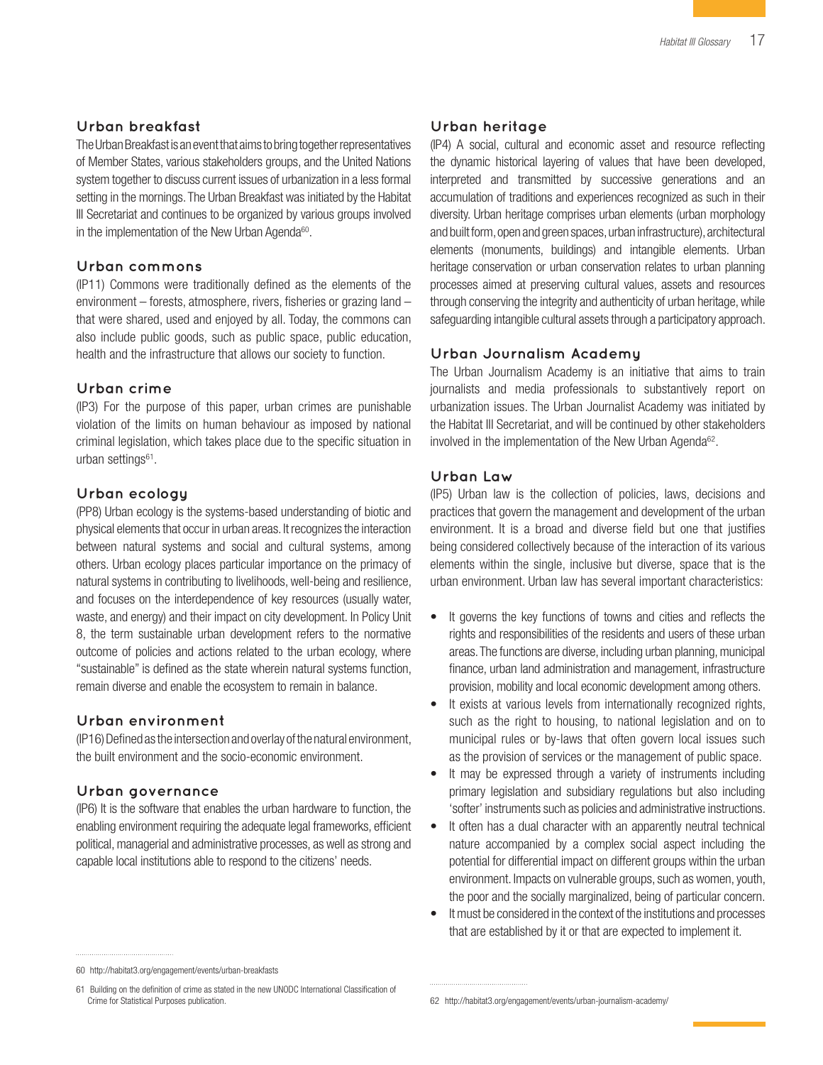### Urban breakfast

The Urban Breakfast is an event that aims to bring together representatives of Member States, various stakeholders groups, and the United Nations system together to discuss current issues of urbanization in a less formal setting in the mornings. The Urban Breakfast was initiated by the Habitat III Secretariat and continues to be organized by various groups involved in the implementation of the New Urban Agenda[60].

### Urban commons

(IP11) Commons were traditionally defined as the elements of the environment – forests, atmosphere, rivers, fisheries or grazing land – that were shared, used and enjoyed by all. Today, the commons can also include public goods, such as public space, public education, health and the infrastructure that allows our society to function.

### Urban crime

(IP3) For the purpose of this paper, urban crimes are punishable violation of the limits on human behaviour as imposed by national criminal legislation, which takes place due to the specific situation in urban settings[61].

### Urban ecology

(PP8) Urban ecology is the systems-based understanding of biotic and physical elements that occur in urban areas. It recognizes the interaction between natural systems and social and cultural systems, among others. Urban ecology places particular importance on the primacy of natural systems in contributing to livelihoods, well-being and resilience, and focuses on the interdependence of key resources (usually water, waste, and energy) and their impact on city development. In Policy Unit 8, the term sustainable urban development refers to the normative outcome of policies and actions related to the urban ecology, where "sustainable" is defined as the state wherein natural systems function, remain diverse and enable the ecosystem to remain in balance.

### Urban environment

(IP16) Defined as the intersection and overlay of the natural environment, the built environment and the socio-economic environment.

### Urban governance

(IP6) It is the software that enables the urban hardware to function, the enabling environment requiring the adequate legal frameworks, efficient political, managerial and administrative processes, as well as strong and capable local institutions able to respond to the citizens' needs.

### Urban heritage

(IP4) A social, cultural and economic asset and resource reflecting the dynamic historical layering of values that have been developed, interpreted and transmitted by successive generations and an accumulation of traditions and experiences recognized as such in their diversity. Urban heritage comprises urban elements (urban morphology and built form, open and green spaces, urban infrastructure), architectural elements (monuments, buildings) and intangible elements. Urban heritage conservation or urban conservation relates to urban planning processes aimed at preserving cultural values, assets and resources through conserving the integrity and authenticity of urban heritage, while safeguarding intangible cultural assets through a participatory approach.

### Urban Journalism Academy

The Urban Journalism Academy is an initiative that aims to train journalists and media professionals to substantively report on urbanization issues. The Urban Journalist Academy was initiated by the Habitat III Secretariat, and will be continued by other stakeholders involved in the implementation of the New Urban Agenda[62].

### Urban Law

(IP5) Urban law is the collection of policies, laws, decisions and practices that govern the management and development of the urban environment. It is a broad and diverse field but one that justifies being considered collectively because of the interaction of its various elements within the single, inclusive but diverse, space that is the urban environment. Urban law has several important characteristics:

- It governs the key functions of towns and cities and reflects the rights and responsibilities of the residents and users of these urban areas. The functions are diverse, including urban planning, municipal finance, urban land administration and management, infrastructure provision, mobility and local economic development among others.
- It exists at various levels from internationally recognized rights, such as the right to housing, to national legislation and on to municipal rules or by-laws that often govern local issues such as the provision of services or the management of public space.
- It may be expressed through a variety of instruments including primary legislation and subsidiary regulations but also including 'softer' instruments such as policies and administrative instructions.
- It often has a dual character with an apparently neutral technical nature accompanied by a complex social aspect including the potential for differential impact on different groups within the urban environment. Impacts on vulnerable groups, such as women, youth, the poor and the socially marginalized, being of particular concern.
- It must be considered in the context of the institutions and processes that are established by it or that are expected to implement it.

---

60 http://habitat3.org/engagement/events/urban-breakfasts

61 Building on the definition of crime as stated in the new UNODC International Classification of Crime for Statistical Purposes publication.

62 http://habitat3.org/engagement/events/urban-journalism-academy/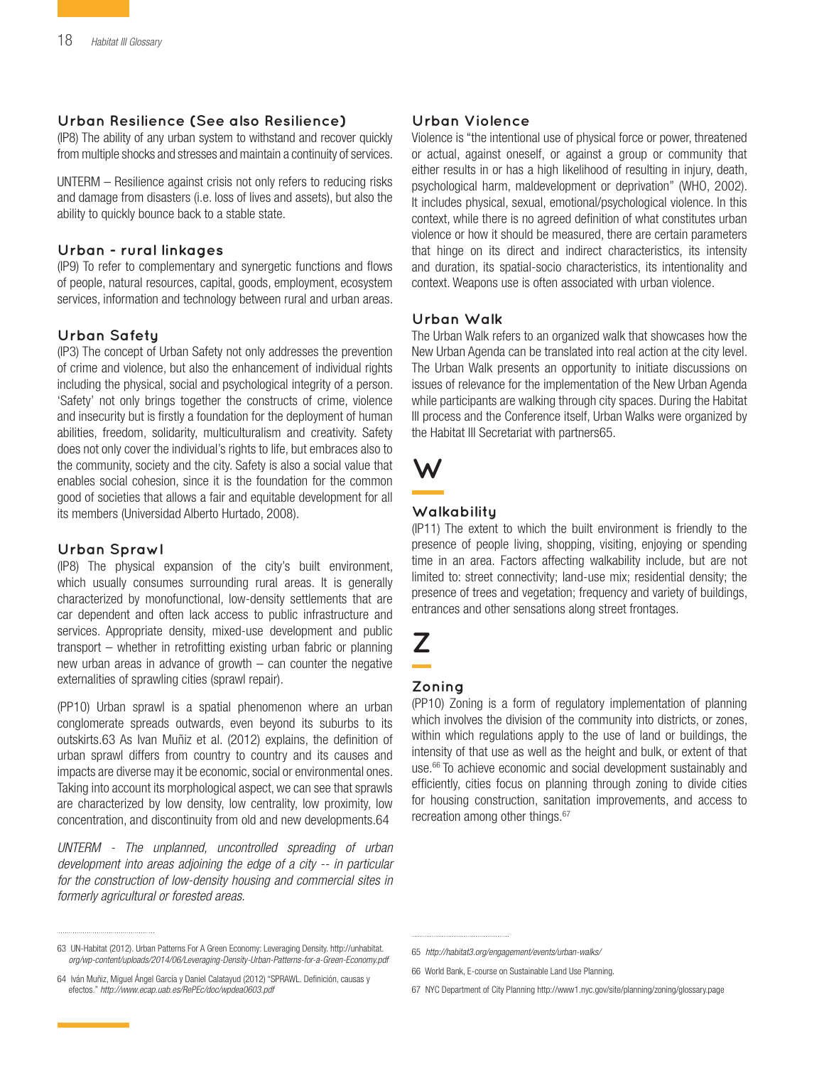### Urban Resilience (See also Resilience)

(IP8) The ability of any urban system to withstand and recover quickly from multiple shocks and stresses and maintain a continuity of services.

UNTERM – Resilience against crisis not only refers to reducing risks and damage from disasters (i.e. loss of lives and assets), but also the ability to quickly bounce back to a stable state.

### Urban - rural linkages

(IP9) To refer to complementary and synergetic functions and flows of people, natural resources, capital, goods, employment, ecosystem services, information and technology between rural and urban areas.

### Urban Safety

(IP3) The concept of Urban Safety not only addresses the prevention of crime and violence, but also the enhancement of individual rights including the physical, social and psychological integrity of a person. 'Safety' not only brings together the constructs of crime, violence and insecurity but is firstly a foundation for the deployment of human abilities, freedom, solidarity, multiculturalism and creativity. Safety does not only cover the individual's rights to life, but embraces also to the community, society and the city. Safety is also a social value that enables social cohesion, since it is the foundation for the common good of societies that allows a fair and equitable development for all its members (Universidad Alberto Hurtado, 2008).

### Urban Sprawl

(IP8) The physical expansion of the city's built environment, which usually consumes surrounding rural areas. It is generally characterized by monofunctional, low-density settlements that are car dependent and often lack access to public infrastructure and services. Appropriate density, mixed-use development and public transport – whether in retrofitting existing urban fabric or planning new urban areas in advance of growth – can counter the negative externalities of sprawling cities (sprawl repair).

(PP10) Urban sprawl is a spatial phenomenon where an urban conglomerate spreads outwards, even beyond its suburbs to its outskirts.63 As Ivan Muñiz et al. (2012) explains, the definition of urban sprawl differs from country to country and its causes and impacts are diverse may it be economic, social or environmental ones. Taking into account its morphological aspect, we can see that sprawls are characterized by low density, low centrality, low proximity, low concentration, and discontinuity from old and new developments.64

*UNTERM - The unplanned, uncontrolled spreading of urban development into areas adjoining the edge of a city -- in particular for the construction of low-density housing and commercial sites in formerly agricultural or forested areas.*

### Urban Violence

Violence is "the intentional use of physical force or power, threatened or actual, against oneself, or against a group or community that either results in or has a high likelihood of resulting in injury, death, psychological harm, maldevelopment or deprivation" (WHO, 2002). It includes physical, sexual, emotional/psychological violence. In this context, while there is no agreed definition of what constitutes urban violence or how it should be measured, there are certain parameters that hinge on its direct and indirect characteristics, its intensity and duration, its spatial-socio characteristics, its intentionality and context. Weapons use is often associated with urban violence.

### Urban Walk

The Urban Walk refers to an organized walk that showcases how the New Urban Agenda can be translated into real action at the city level. The Urban Walk presents an opportunity to initiate discussions on issues of relevance for the implementation of the New Urban Agenda while participants are walking through city spaces. During the Habitat III process and the Conference itself, Urban Walks were organized by the Habitat III Secretariat with partners65.

## W

### Walkability

(IP11) The extent to which the built environment is friendly to the presence of people living, shopping, visiting, enjoying or spending time in an area. Factors affecting walkability include, but are not limited to: street connectivity; land-use mix; residential density; the presence of trees and vegetation; frequency and variety of buildings, entrances and other sensations along street frontages.

## Z

### Zoning

(PP10) Zoning is a form of regulatory implementation of planning which involves the division of the community into districts, or zones, within which regulations apply to the use of land or buildings, the intensity of that use as well as the height and bulk, or extent of that use.[66] To achieve economic and social development sustainably and efficiently, cities focus on planning through zoning to divide cities for housing construction, sanitation improvements, and access to recreation among other things.[67]

---

63 UN-Habitat (2012). Urban Patterns For A Green Economy: Leveraging Density. http://unhabitat.org/wp-content/uploads/2014/06/Leveraging-Density-Urban-Patterns-for-a-Green-Economy.pdf

64 Iván Muñiz, Miguel Ángel García y Daniel Calatayud (2012) "SPRAWL. Definición, causas y efectos." *http://www.ecap.uab.es/RePEc/doc/wpdea0603.pdf*

65 *http://habitat3.org/engagement/events/urban-walks/*

66 World Bank, E-course on Sustainable Land Use Planning.

67 NYC Department of City Planning http://www1.nyc.gov/site/planning/zoning/glossary.page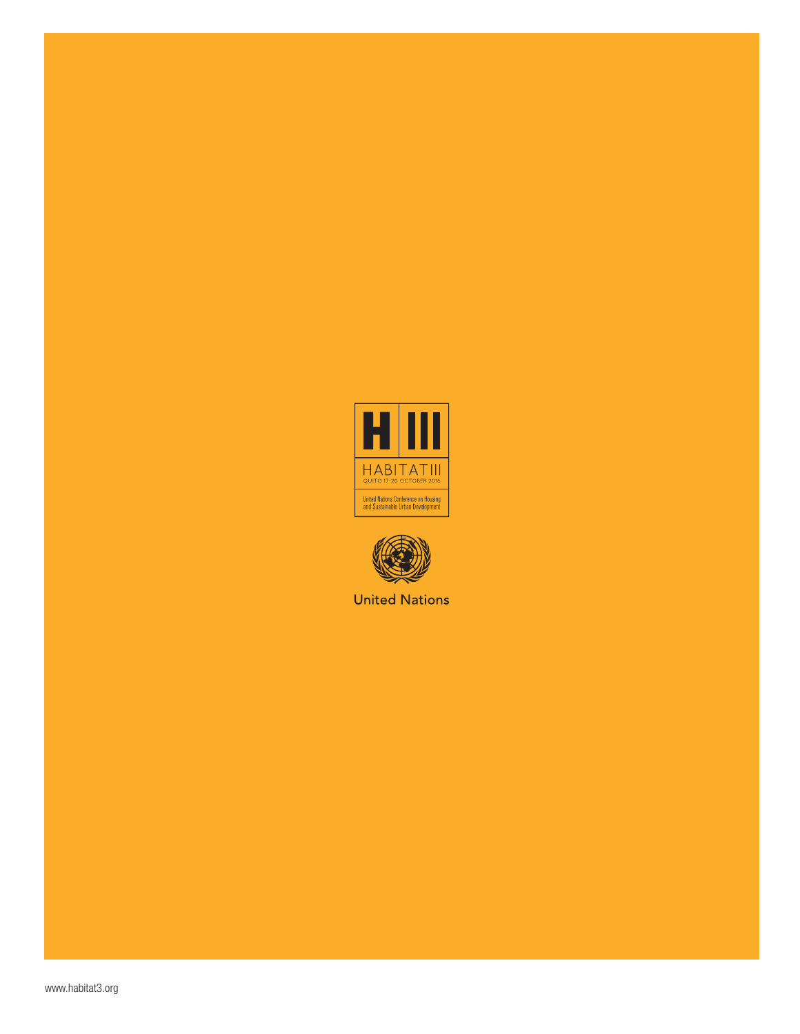H III

HABITAT III

QUITO 17–20 OCTOBER 2016

United Nations Conference on Housing and Sustainable Urban Development

United Nations

www.habitat3.org